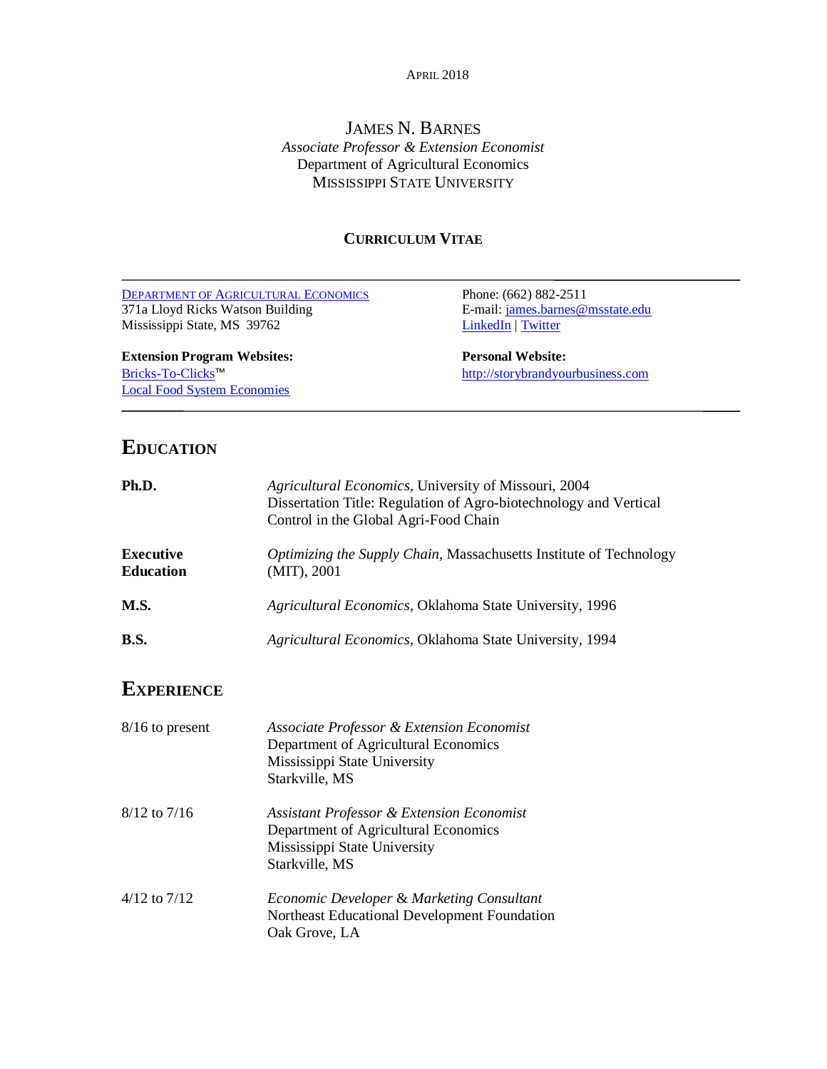April 2018

# James N. Barnes

*Associate Professor & Extension Economist*
Department of Agricultural Economics
Mississippi State University

## Curriculum Vitae

---

Department of Agricultural Economics
371a Lloyd Ricks Watson Building
Mississippi State, MS 39762

Phone: (662) 882-2511
E-mail: james.barnes@msstate.edu
LinkedIn | Twitter

**Extension Program Websites:**
Bricks-To-Clicks™
Local Food System Economies

**Personal Website:**
http://storybrandyourbusiness.com

---

## Education

**Ph.D.** — *Agricultural Economics*, University of Missouri, 2004
Dissertation Title: Regulation of Agro-biotechnology and Vertical Control in the Global Agri-Food Chain

**Executive Education** — *Optimizing the Supply Chain*, Massachusetts Institute of Technology (MIT), 2001

**M.S.** — *Agricultural Economics*, Oklahoma State University, 1996

**B.S.** — *Agricultural Economics*, Oklahoma State University, 1994

## Experience

**8/16 to present**
*Associate Professor & Extension Economist*
Department of Agricultural Economics
Mississippi State University
Starkville, MS

**8/12 to 7/16**
*Assistant Professor & Extension Economist*
Department of Agricultural Economics
Mississippi State University
Starkville, MS

**4/12 to 7/12**
*Economic Developer & Marketing Consultant*
Northeast Educational Development Foundation
Oak Grove, LA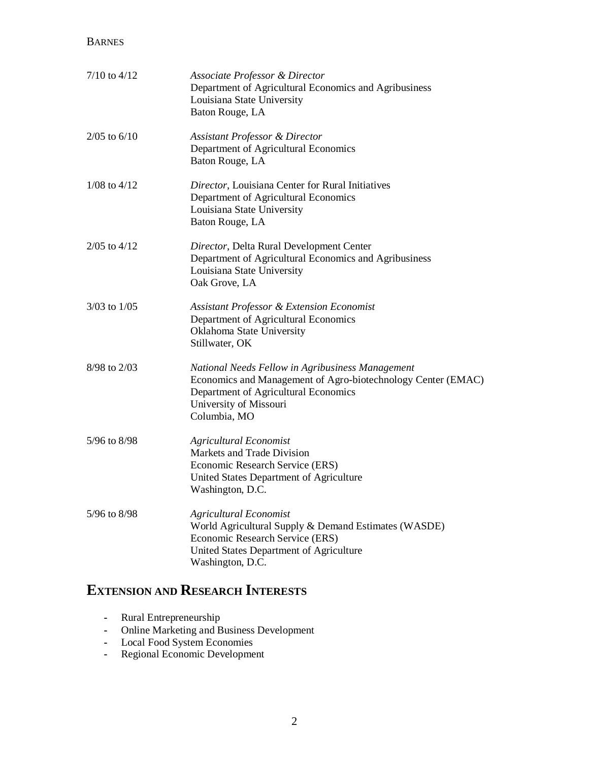7/10 to 4/12 — *Associate Professor & Director*
Department of Agricultural Economics and Agribusiness
Louisiana State University
Baton Rouge, LA

2/05 to 6/10 — *Assistant Professor & Director*
Department of Agricultural Economics
Baton Rouge, LA

1/08 to 4/12 — *Director*, Louisiana Center for Rural Initiatives
Department of Agricultural Economics
Louisiana State University
Baton Rouge, LA

2/05 to 4/12 — *Director*, Delta Rural Development Center
Department of Agricultural Economics and Agribusiness
Louisiana State University
Oak Grove, LA

3/03 to 1/05 — *Assistant Professor & Extension Economist*
Department of Agricultural Economics
Oklahoma State University
Stillwater, OK

8/98 to 2/03 — *National Needs Fellow in Agribusiness Management*
Economics and Management of Agro-biotechnology Center (EMAC)
Department of Agricultural Economics
University of Missouri
Columbia, MO

5/96 to 8/98 — *Agricultural Economist*
Markets and Trade Division
Economic Research Service (ERS)
United States Department of Agriculture
Washington, D.C.

5/96 to 8/98 — *Agricultural Economist*
World Agricultural Supply & Demand Estimates (WASDE)
Economic Research Service (ERS)
United States Department of Agriculture
Washington, D.C.

## Extension and Research Interests

- Rural Entrepreneurship
- Online Marketing and Business Development
- Local Food System Economies
- Regional Economic Development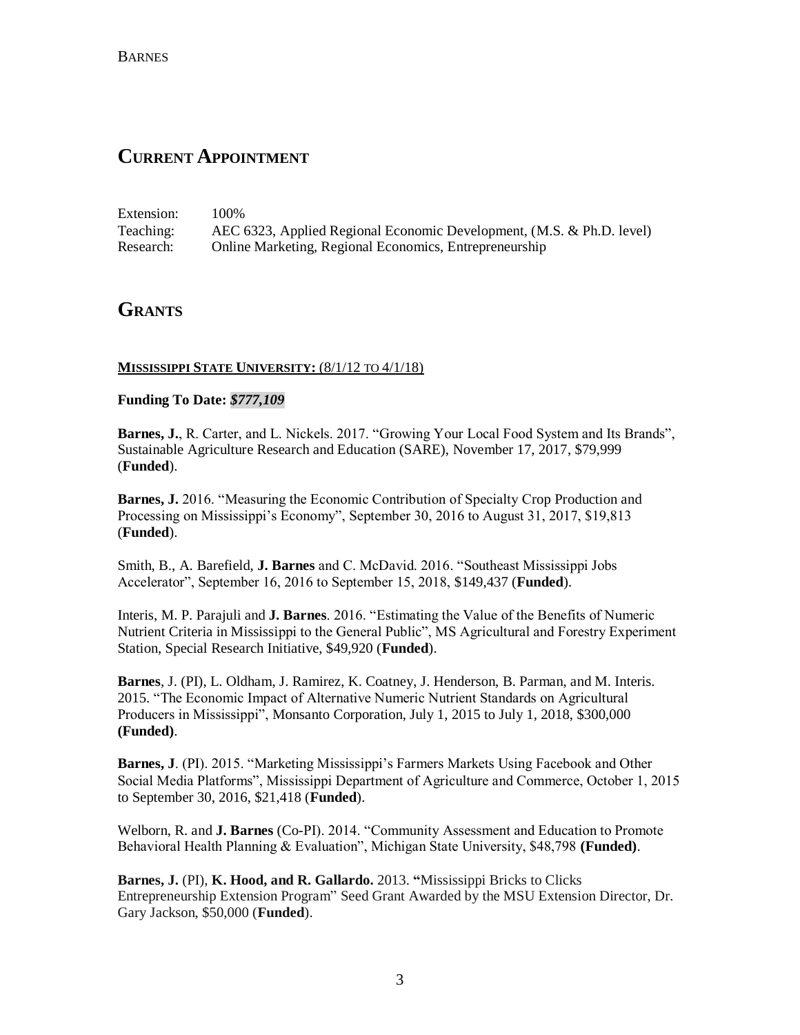## Current Appointment

Extension: 100%
Teaching: AEC 6323, Applied Regional Economic Development, (M.S. & Ph.D. level)
Research: Online Marketing, Regional Economics, Entrepreneurship

## Grants

### Mississippi State University: (8/1/12 to 4/1/18)

**Funding To Date:** ***$777,109***

**Barnes, J.**, R. Carter, and L. Nickels. 2017. "Growing Your Local Food System and Its Brands", Sustainable Agriculture Research and Education (SARE), November 17, 2017, $79,999 (**Funded**).

**Barnes, J.** 2016. "Measuring the Economic Contribution of Specialty Crop Production and Processing on Mississippi's Economy", September 30, 2016 to August 31, 2017, $19,813 (**Funded**).

Smith, B., A. Barefield, **J. Barnes** and C. McDavid. 2016. "Southeast Mississippi Jobs Accelerator", September 16, 2016 to September 15, 2018, $149,437 (**Funded**).

Interis, M. P. Parajuli and **J. Barnes**. 2016. "Estimating the Value of the Benefits of Numeric Nutrient Criteria in Mississippi to the General Public", MS Agricultural and Forestry Experiment Station, Special Research Initiative, $49,920 (**Funded**).

**Barnes**, J. (PI), L. Oldham, J. Ramirez, K. Coatney, J. Henderson, B. Parman, and M. Interis. 2015. "The Economic Impact of Alternative Numeric Nutrient Standards on Agricultural Producers in Mississippi", Monsanto Corporation, July 1, 2015 to July 1, 2018, $300,000 **(Funded)**.

**Barnes, J**. (PI). 2015. "Marketing Mississippi's Farmers Markets Using Facebook and Other Social Media Platforms", Mississippi Department of Agriculture and Commerce, October 1, 2015 to September 30, 2016, $21,418 (**Funded**).

Welborn, R. and **J. Barnes** (Co-PI). 2014. "Community Assessment and Education to Promote Behavioral Health Planning & Evaluation", Michigan State University, $48,798 **(Funded)**.

**Barnes, J.** (PI), **K. Hood, and R. Gallardo.** 2013. **"**Mississippi Bricks to Clicks Entrepreneurship Extension Program" Seed Grant Awarded by the MSU Extension Director, Dr. Gary Jackson, $50,000 (**Funded**).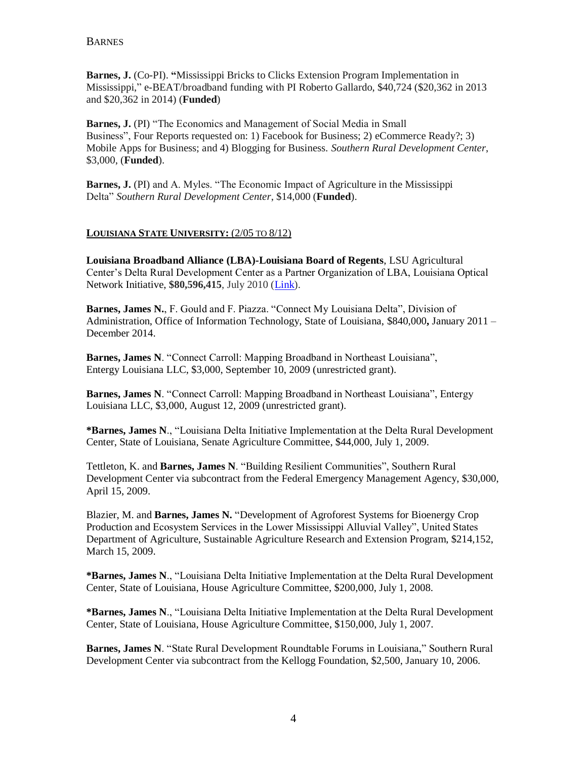**Barnes, J.** (Co-PI). **"**Mississippi Bricks to Clicks Extension Program Implementation in Mississippi," e-BEAT/broadband funding with PI Roberto Gallardo, $40,724 ($20,362 in 2013 and $20,362 in 2014) (**Funded**)

**Barnes, J.** (PI) "The Economics and Management of Social Media in Small Business", Four Reports requested on: 1) Facebook for Business; 2) eCommerce Ready?; 3) Mobile Apps for Business; and 4) Blogging for Business. *Southern Rural Development Center*, $3,000, (**Funded**).

**Barnes, J.** (PI) and A. Myles. "The Economic Impact of Agriculture in the Mississippi Delta" *Southern Rural Development Center*, $14,000 (**Funded**).

**LOUISIANA STATE UNIVERSITY:** (2/05 TO 8/12)

**Louisiana Broadband Alliance (LBA)-Louisiana Board of Regents**, LSU Agricultural Center's Delta Rural Development Center as a Partner Organization of LBA, Louisiana Optical Network Initiative, **$80,596,415**, July 2010 (Link).

**Barnes, James N.**, F. Gould and F. Piazza. "Connect My Louisiana Delta", Division of Administration, Office of Information Technology, State of Louisiana, $840,000**,** January 2011 – December 2014.

**Barnes, James N**. "Connect Carroll: Mapping Broadband in Northeast Louisiana", Entergy Louisiana LLC, $3,000, September 10, 2009 (unrestricted grant).

**Barnes, James N**. "Connect Carroll: Mapping Broadband in Northeast Louisiana", Entergy Louisiana LLC, $3,000, August 12, 2009 (unrestricted grant).

**\*Barnes, James N**., "Louisiana Delta Initiative Implementation at the Delta Rural Development Center, State of Louisiana, Senate Agriculture Committee, $44,000, July 1, 2009.

Tettleton, K. and **Barnes, James N**. "Building Resilient Communities", Southern Rural Development Center via subcontract from the Federal Emergency Management Agency, $30,000, April 15, 2009.

Blazier, M. and **Barnes, James N.** "Development of Agroforest Systems for Bioenergy Crop Production and Ecosystem Services in the Lower Mississippi Alluvial Valley", United States Department of Agriculture, Sustainable Agriculture Research and Extension Program, $214,152, March 15, 2009.

**\*Barnes, James N**., "Louisiana Delta Initiative Implementation at the Delta Rural Development Center, State of Louisiana, House Agriculture Committee, $200,000, July 1, 2008.

**\*Barnes, James N**., "Louisiana Delta Initiative Implementation at the Delta Rural Development Center, State of Louisiana, House Agriculture Committee, $150,000, July 1, 2007.

**Barnes, James N**. "State Rural Development Roundtable Forums in Louisiana," Southern Rural Development Center via subcontract from the Kellogg Foundation, $2,500, January 10, 2006.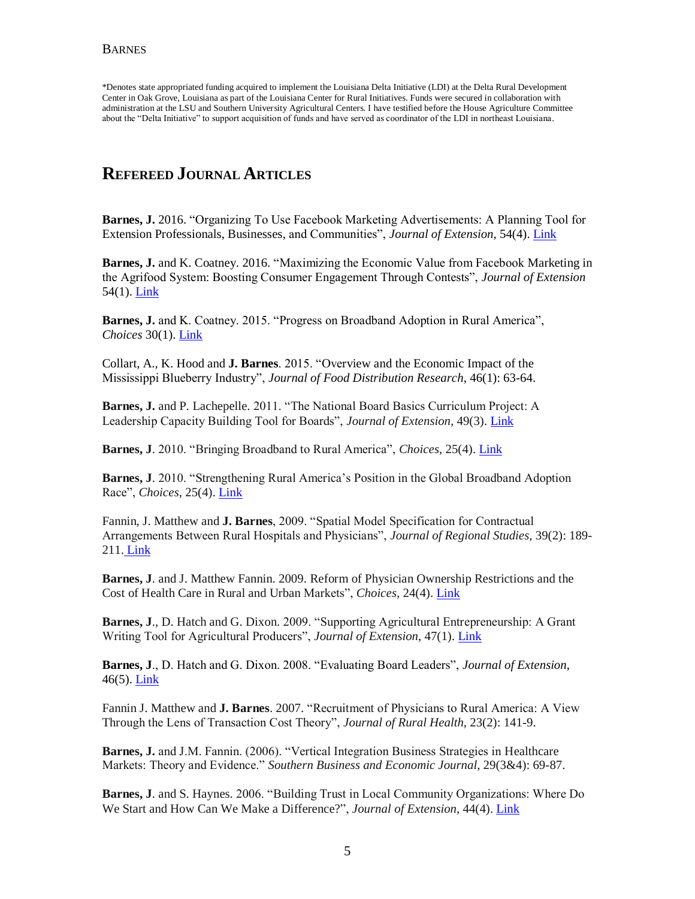*Denotes state appropriated funding acquired to implement the Louisiana Delta Initiative (LDI) at the Delta Rural Development Center in Oak Grove, Louisiana as part of the Louisiana Center for Rural Initiatives. Funds were secured in collaboration with administration at the LSU and Southern University Agricultural Centers. I have testified before the House Agriculture Committee about the "Delta Initiative" to support acquisition of funds and have served as coordinator of the LDI in northeast Louisiana.

## Refereed Journal Articles

**Barnes, J.** 2016. "Organizing To Use Facebook Marketing Advertisements: A Planning Tool for Extension Professionals, Businesses, and Communities", *Journal of Extension*, 54(4). Link

**Barnes, J.** and K. Coatney. 2016. "Maximizing the Economic Value from Facebook Marketing in the Agrifood System: Boosting Consumer Engagement Through Contests", *Journal of Extension* 54(1). Link

**Barnes, J.** and K. Coatney. 2015. "Progress on Broadband Adoption in Rural America", *Choices* 30(1). Link

Collart, A., K. Hood and **J. Barnes**. 2015. "Overview and the Economic Impact of the Mississippi Blueberry Industry", *Journal of Food Distribution Research*, 46(1): 63-64.

**Barnes, J.** and P. Lachepelle. 2011. "The National Board Basics Curriculum Project: A Leadership Capacity Building Tool for Boards", *Journal of Extension*, 49(3). Link

**Barnes, J**. 2010. "Bringing Broadband to Rural America", *Choices*, 25(4). Link

**Barnes, J**. 2010. "Strengthening Rural America's Position in the Global Broadband Adoption Race", *Choices*, 25(4). Link

Fannin, J. Matthew and **J. Barnes**, 2009. "Spatial Model Specification for Contractual Arrangements Between Rural Hospitals and Physicians", *Journal of Regional Studies,* 39(2): 189-211. Link

**Barnes, J**. and J. Matthew Fannin. 2009. Reform of Physician Ownership Restrictions and the Cost of Health Care in Rural and Urban Markets", *Choices*, 24(4). Link

**Barnes, J**., D. Hatch and G. Dixon. 2009. "Supporting Agricultural Entrepreneurship: A Grant Writing Tool for Agricultural Producers", *Journal of Extension*, 47(1). Link

**Barnes, J**., D. Hatch and G. Dixon. 2008. "Evaluating Board Leaders", *Journal of Extension*, 46(5). Link

Fannin J. Matthew and **J. Barnes**. 2007. "Recruitment of Physicians to Rural America: A View Through the Lens of Transaction Cost Theory", *Journal of Rural Health*, 23(2): 141-9.

**Barnes, J.** and J.M. Fannin. (2006). "Vertical Integration Business Strategies in Healthcare Markets: Theory and Evidence." *Southern Business and Economic Journal*, 29(3&4): 69-87.

**Barnes, J**. and S. Haynes. 2006. "Building Trust in Local Community Organizations: Where Do We Start and How Can We Make a Difference?", *Journal of Extension*, 44(4). Link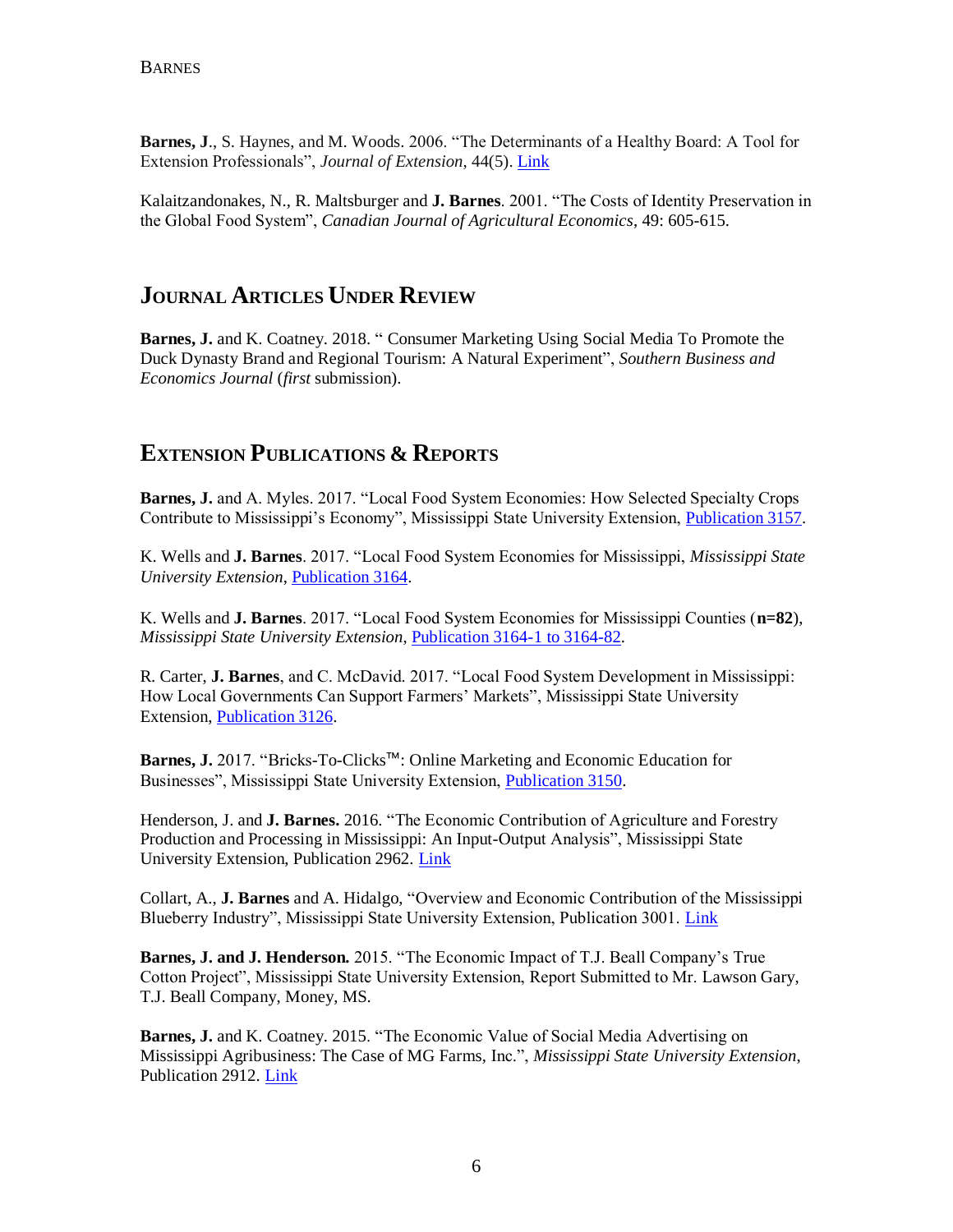**Barnes, J**., S. Haynes, and M. Woods. 2006. "The Determinants of a Healthy Board: A Tool for Extension Professionals", *Journal of Extension*, 44(5). Link

Kalaitzandonakes, N., R. Maltsburger and **J. Barnes**. 2001. "The Costs of Identity Preservation in the Global Food System", *Canadian Journal of Agricultural Economics*, 49: 605-615.

## Journal Articles Under Review

**Barnes, J.** and K. Coatney. 2018. " Consumer Marketing Using Social Media To Promote the Duck Dynasty Brand and Regional Tourism: A Natural Experiment", *Southern Business and Economics Journal* (*first* submission).

## Extension Publications & Reports

**Barnes, J.** and A. Myles. 2017. "Local Food System Economies: How Selected Specialty Crops Contribute to Mississippi's Economy", Mississippi State University Extension, Publication 3157.

K. Wells and **J. Barnes**. 2017. "Local Food System Economies for Mississippi, *Mississippi State University Extension*, Publication 3164.

K. Wells and **J. Barnes**. 2017. "Local Food System Economies for Mississippi Counties (**n=82**), *Mississippi State University Extension*, Publication 3164-1 to 3164-82.

R. Carter, **J. Barnes**, and C. McDavid. 2017. "Local Food System Development in Mississippi: How Local Governments Can Support Farmers' Markets", Mississippi State University Extension, Publication 3126.

**Barnes, J.** 2017. "Bricks-To-Clicks™: Online Marketing and Economic Education for Businesses", Mississippi State University Extension, Publication 3150.

Henderson, J. and **J. Barnes.** 2016. "The Economic Contribution of Agriculture and Forestry Production and Processing in Mississippi: An Input-Output Analysis", Mississippi State University Extension, Publication 2962. Link

Collart, A., **J. Barnes** and A. Hidalgo, "Overview and Economic Contribution of the Mississippi Blueberry Industry", Mississippi State University Extension, Publication 3001. Link

**Barnes, J. and J. Henderson.** 2015. "The Economic Impact of T.J. Beall Company's True Cotton Project", Mississippi State University Extension, Report Submitted to Mr. Lawson Gary, T.J. Beall Company, Money, MS.

**Barnes, J.** and K. Coatney. 2015. "The Economic Value of Social Media Advertising on Mississippi Agribusiness: The Case of MG Farms, Inc.", *Mississippi State University Extension*, Publication 2912. Link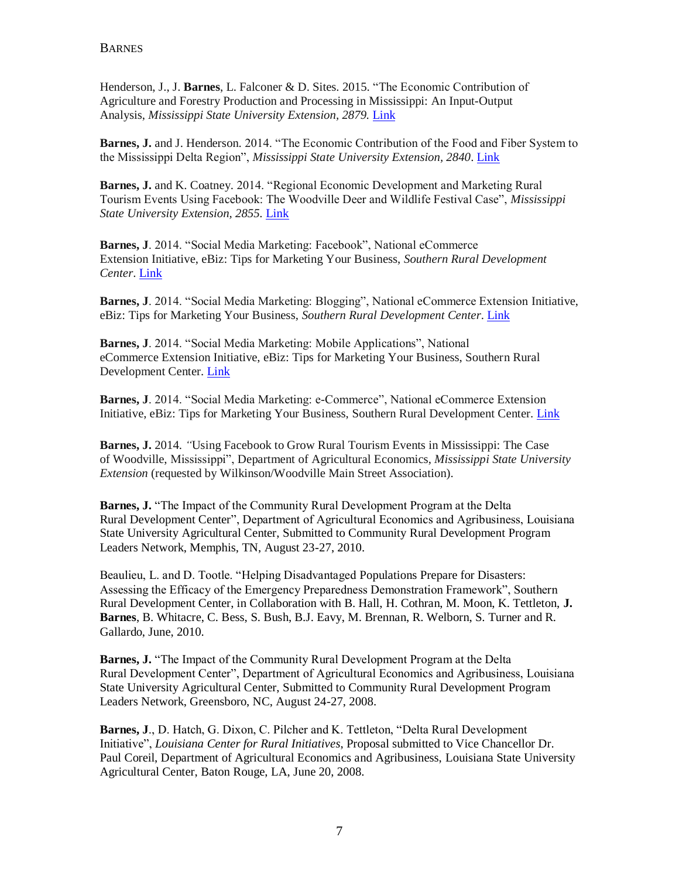Henderson, J., J. **Barnes**, L. Falconer & D. Sites. 2015. “The Economic Contribution of Agriculture and Forestry Production and Processing in Mississippi: An Input-Output Analysis, *Mississippi State University Extension, 2879.* Link

**Barnes, J.** and J. Henderson. 2014. “The Economic Contribution of the Food and Fiber System to the Mississippi Delta Region”, *Mississippi State University Extension, 2840*. Link

**Barnes, J.** and K. Coatney. 2014. “Regional Economic Development and Marketing Rural Tourism Events Using Facebook: The Woodville Deer and Wildlife Festival Case”, *Mississippi State University Extension, 2855*. Link

**Barnes, J**. 2014. “Social Media Marketing: Facebook”, National eCommerce Extension Initiative, eBiz: Tips for Marketing Your Business, *Southern Rural Development Center*. Link

**Barnes, J**. 2014. “Social Media Marketing: Blogging”, National eCommerce Extension Initiative, eBiz: Tips for Marketing Your Business, *Southern Rural Development Center*. Link

**Barnes, J**. 2014. “Social Media Marketing: Mobile Applications”, National eCommerce Extension Initiative, eBiz: Tips for Marketing Your Business, Southern Rural Development Center. Link

**Barnes, J**. 2014. “Social Media Marketing: e-Commerce”, National eCommerce Extension Initiative, eBiz: Tips for Marketing Your Business, Southern Rural Development Center. Link

**Barnes, J.** 2014. *“*Using Facebook to Grow Rural Tourism Events in Mississippi: The Case of Woodville, Mississippi”, Department of Agricultural Economics, *Mississippi State University Extension* (requested by Wilkinson/Woodville Main Street Association).

**Barnes, J.** “The Impact of the Community Rural Development Program at the Delta Rural Development Center”, Department of Agricultural Economics and Agribusiness, Louisiana State University Agricultural Center, Submitted to Community Rural Development Program Leaders Network, Memphis, TN, August 23-27, 2010.

Beaulieu, L. and D. Tootle. “Helping Disadvantaged Populations Prepare for Disasters: Assessing the Efficacy of the Emergency Preparedness Demonstration Framework”, Southern Rural Development Center, in Collaboration with B. Hall, H. Cothran, M. Moon, K. Tettleton, **J. Barnes**, B. Whitacre, C. Bess, S. Bush, B.J. Eavy, M. Brennan, R. Welborn, S. Turner and R. Gallardo, June, 2010.

**Barnes, J.** “The Impact of the Community Rural Development Program at the Delta Rural Development Center”, Department of Agricultural Economics and Agribusiness, Louisiana State University Agricultural Center, Submitted to Community Rural Development Program Leaders Network, Greensboro, NC, August 24-27, 2008.

**Barnes, J**., D. Hatch, G. Dixon, C. Pilcher and K. Tettleton, “Delta Rural Development Initiative”, *Louisiana Center for Rural Initiatives*, Proposal submitted to Vice Chancellor Dr. Paul Coreil, Department of Agricultural Economics and Agribusiness, Louisiana State University Agricultural Center, Baton Rouge, LA, June 20, 2008.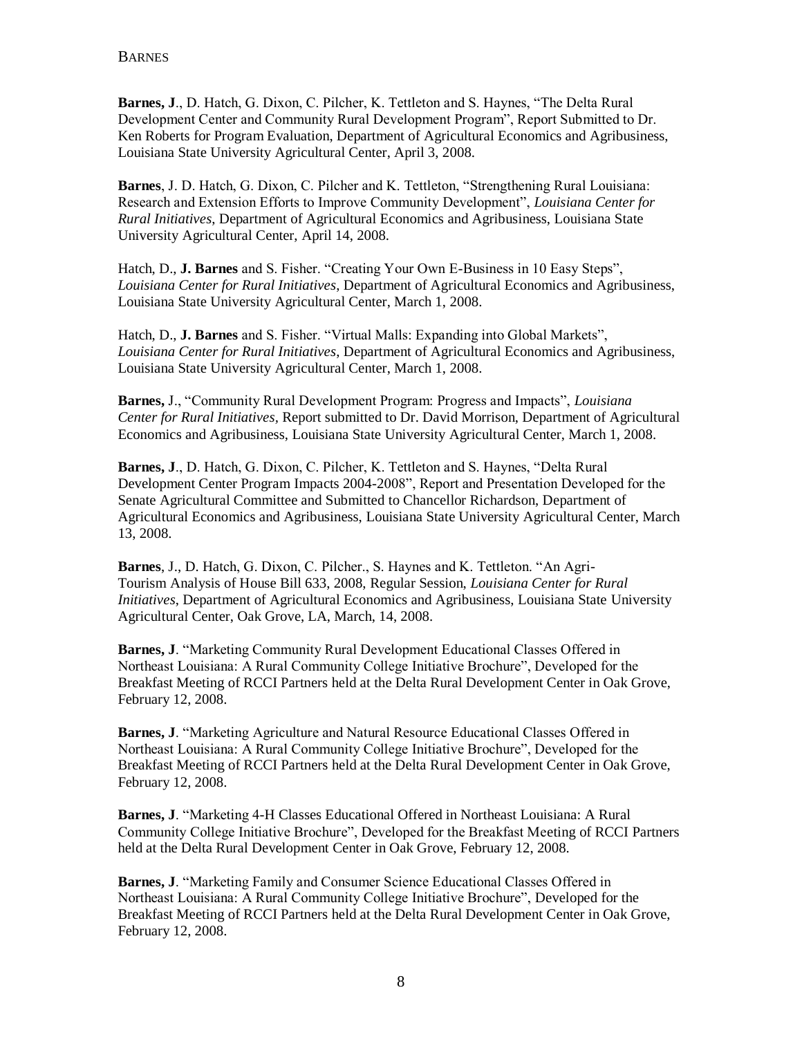**Barnes, J**., D. Hatch, G. Dixon, C. Pilcher, K. Tettleton and S. Haynes, “The Delta Rural Development Center and Community Rural Development Program”, Report Submitted to Dr. Ken Roberts for Program Evaluation, Department of Agricultural Economics and Agribusiness, Louisiana State University Agricultural Center, April 3, 2008.

**Barnes**, J. D. Hatch, G. Dixon, C. Pilcher and K. Tettleton, “Strengthening Rural Louisiana: Research and Extension Efforts to Improve Community Development”, *Louisiana Center for Rural Initiatives,* Department of Agricultural Economics and Agribusiness, Louisiana State University Agricultural Center, April 14, 2008.

Hatch, D., **J. Barnes** and S. Fisher. “Creating Your Own E-Business in 10 Easy Steps”, *Louisiana Center for Rural Initiatives*, Department of Agricultural Economics and Agribusiness, Louisiana State University Agricultural Center, March 1, 2008.

Hatch, D., **J. Barnes** and S. Fisher. “Virtual Malls: Expanding into Global Markets”, *Louisiana Center for Rural Initiatives*, Department of Agricultural Economics and Agribusiness, Louisiana State University Agricultural Center, March 1, 2008.

**Barnes,** J., “Community Rural Development Program: Progress and Impacts”, *Louisiana Center for Rural Initiatives,* Report submitted to Dr. David Morrison, Department of Agricultural Economics and Agribusiness, Louisiana State University Agricultural Center, March 1, 2008.

**Barnes, J**., D. Hatch, G. Dixon, C. Pilcher, K. Tettleton and S. Haynes, “Delta Rural Development Center Program Impacts 2004-2008”, Report and Presentation Developed for the Senate Agricultural Committee and Submitted to Chancellor Richardson, Department of Agricultural Economics and Agribusiness, Louisiana State University Agricultural Center, March 13, 2008.

**Barnes**, J., D. Hatch, G. Dixon, C. Pilcher., S. Haynes and K. Tettleton. “An Agri-Tourism Analysis of House Bill 633, 2008, Regular Session, *Louisiana Center for Rural Initiatives*, Department of Agricultural Economics and Agribusiness, Louisiana State University Agricultural Center, Oak Grove, LA, March, 14, 2008.

**Barnes, J**. “Marketing Community Rural Development Educational Classes Offered in Northeast Louisiana: A Rural Community College Initiative Brochure”, Developed for the Breakfast Meeting of RCCI Partners held at the Delta Rural Development Center in Oak Grove, February 12, 2008.

**Barnes, J**. “Marketing Agriculture and Natural Resource Educational Classes Offered in Northeast Louisiana: A Rural Community College Initiative Brochure”, Developed for the Breakfast Meeting of RCCI Partners held at the Delta Rural Development Center in Oak Grove, February 12, 2008.

**Barnes, J**. “Marketing 4-H Classes Educational Offered in Northeast Louisiana: A Rural Community College Initiative Brochure”, Developed for the Breakfast Meeting of RCCI Partners held at the Delta Rural Development Center in Oak Grove, February 12, 2008.

**Barnes, J**. “Marketing Family and Consumer Science Educational Classes Offered in Northeast Louisiana: A Rural Community College Initiative Brochure”, Developed for the Breakfast Meeting of RCCI Partners held at the Delta Rural Development Center in Oak Grove, February 12, 2008.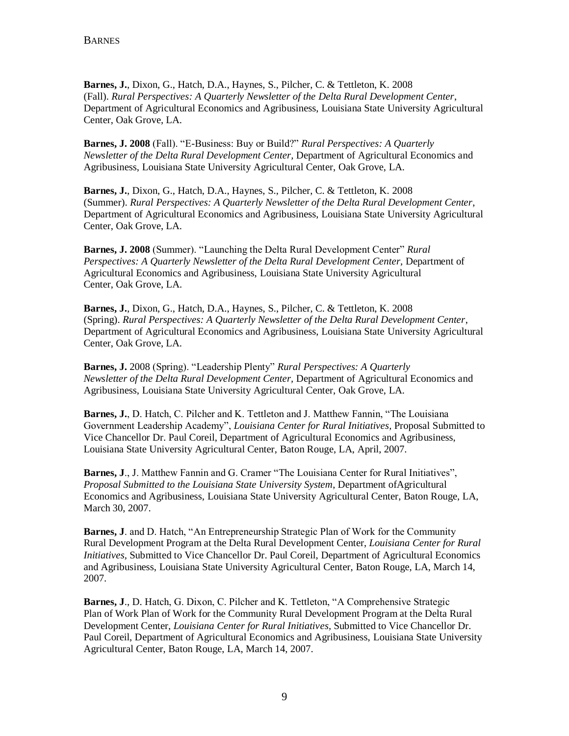**Barnes, J.**, Dixon, G., Hatch, D.A., Haynes, S., Pilcher, C. & Tettleton, K. 2008 (Fall). *Rural Perspectives: A Quarterly Newsletter of the Delta Rural Development Center*, Department of Agricultural Economics and Agribusiness, Louisiana State University Agricultural Center, Oak Grove, LA.

**Barnes, J. 2008** (Fall). "E-Business: Buy or Build?" *Rural Perspectives: A Quarterly Newsletter of the Delta Rural Development Center,* Department of Agricultural Economics and Agribusiness, Louisiana State University Agricultural Center, Oak Grove, LA.

**Barnes, J.**, Dixon, G., Hatch, D.A., Haynes, S., Pilcher, C. & Tettleton, K. 2008 (Summer). *Rural Perspectives: A Quarterly Newsletter of the Delta Rural Development Center*, Department of Agricultural Economics and Agribusiness, Louisiana State University Agricultural Center, Oak Grove, LA.

**Barnes, J. 2008** (Summer). "Launching the Delta Rural Development Center" *Rural Perspectives: A Quarterly Newsletter of the Delta Rural Development Center,* Department of Agricultural Economics and Agribusiness, Louisiana State University Agricultural Center, Oak Grove, LA.

**Barnes, J.**, Dixon, G., Hatch, D.A., Haynes, S., Pilcher, C. & Tettleton, K. 2008 (Spring). *Rural Perspectives: A Quarterly Newsletter of the Delta Rural Development Center*, Department of Agricultural Economics and Agribusiness, Louisiana State University Agricultural Center, Oak Grove, LA.

**Barnes, J.** 2008 (Spring). "Leadership Plenty" *Rural Perspectives: A Quarterly Newsletter of the Delta Rural Development Center,* Department of Agricultural Economics and Agribusiness, Louisiana State University Agricultural Center, Oak Grove, LA.

**Barnes, J.**, D. Hatch, C. Pilcher and K. Tettleton and J. Matthew Fannin, "The Louisiana Government Leadership Academy", *Louisiana Center for Rural Initiatives,* Proposal Submitted to Vice Chancellor Dr. Paul Coreil, Department of Agricultural Economics and Agribusiness, Louisiana State University Agricultural Center, Baton Rouge, LA, April, 2007.

**Barnes, J**., J. Matthew Fannin and G. Cramer "The Louisiana Center for Rural Initiatives", *Proposal Submitted to the Louisiana State University System,* Department ofAgricultural Economics and Agribusiness, Louisiana State University Agricultural Center, Baton Rouge, LA, March 30, 2007.

**Barnes, J**. and D. Hatch, "An Entrepreneurship Strategic Plan of Work for the Community Rural Development Program at the Delta Rural Development Center, *Louisiana Center for Rural Initiatives,* Submitted to Vice Chancellor Dr. Paul Coreil, Department of Agricultural Economics and Agribusiness, Louisiana State University Agricultural Center, Baton Rouge, LA, March 14, 2007.

**Barnes, J**., D. Hatch, G. Dixon, C. Pilcher and K. Tettleton, "A Comprehensive Strategic Plan of Work Plan of Work for the Community Rural Development Program at the Delta Rural Development Center, *Louisiana Center for Rural Initiatives,* Submitted to Vice Chancellor Dr. Paul Coreil, Department of Agricultural Economics and Agribusiness, Louisiana State University Agricultural Center, Baton Rouge, LA, March 14, 2007.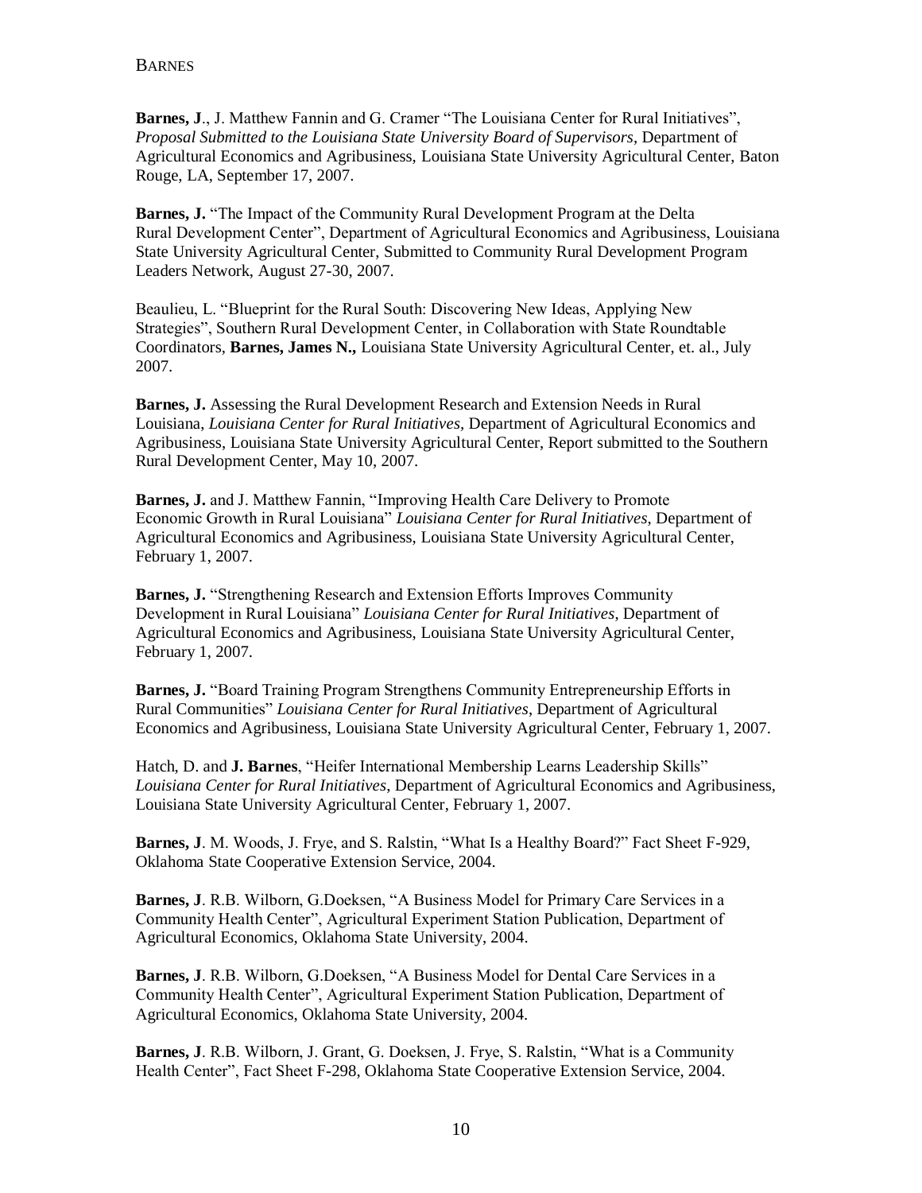**Barnes, J**., J. Matthew Fannin and G. Cramer "The Louisiana Center for Rural Initiatives", *Proposal Submitted to the Louisiana State University Board of Supervisors*, Department of Agricultural Economics and Agribusiness, Louisiana State University Agricultural Center, Baton Rouge, LA, September 17, 2007.

**Barnes, J.** "The Impact of the Community Rural Development Program at the Delta Rural Development Center", Department of Agricultural Economics and Agribusiness, Louisiana State University Agricultural Center, Submitted to Community Rural Development Program Leaders Network, August 27-30, 2007.

Beaulieu, L. "Blueprint for the Rural South: Discovering New Ideas, Applying New Strategies", Southern Rural Development Center, in Collaboration with State Roundtable Coordinators, **Barnes, James N.,** Louisiana State University Agricultural Center, et. al., July 2007.

**Barnes, J.** Assessing the Rural Development Research and Extension Needs in Rural Louisiana, *Louisiana Center for Rural Initiatives*, Department of Agricultural Economics and Agribusiness, Louisiana State University Agricultural Center, Report submitted to the Southern Rural Development Center, May 10, 2007.

**Barnes, J.** and J. Matthew Fannin, "Improving Health Care Delivery to Promote Economic Growth in Rural Louisiana" *Louisiana Center for Rural Initiatives*, Department of Agricultural Economics and Agribusiness, Louisiana State University Agricultural Center, February 1, 2007.

**Barnes, J.** "Strengthening Research and Extension Efforts Improves Community Development in Rural Louisiana" *Louisiana Center for Rural Initiatives*, Department of Agricultural Economics and Agribusiness, Louisiana State University Agricultural Center, February 1, 2007.

**Barnes, J.** "Board Training Program Strengthens Community Entrepreneurship Efforts in Rural Communities" *Louisiana Center for Rural Initiatives*, Department of Agricultural Economics and Agribusiness, Louisiana State University Agricultural Center, February 1, 2007.

Hatch, D. and **J. Barnes**, "Heifer International Membership Learns Leadership Skills" *Louisiana Center for Rural Initiatives*, Department of Agricultural Economics and Agribusiness, Louisiana State University Agricultural Center, February 1, 2007.

**Barnes, J**. M. Woods, J. Frye, and S. Ralstin, "What Is a Healthy Board?" Fact Sheet F-929, Oklahoma State Cooperative Extension Service, 2004.

**Barnes, J**. R.B. Wilborn, G.Doeksen, "A Business Model for Primary Care Services in a Community Health Center", Agricultural Experiment Station Publication, Department of Agricultural Economics, Oklahoma State University, 2004.

**Barnes, J**. R.B. Wilborn, G.Doeksen, "A Business Model for Dental Care Services in a Community Health Center", Agricultural Experiment Station Publication, Department of Agricultural Economics, Oklahoma State University, 2004.

**Barnes, J**. R.B. Wilborn, J. Grant, G. Doeksen, J. Frye, S. Ralstin, "What is a Community Health Center", Fact Sheet F-298, Oklahoma State Cooperative Extension Service, 2004.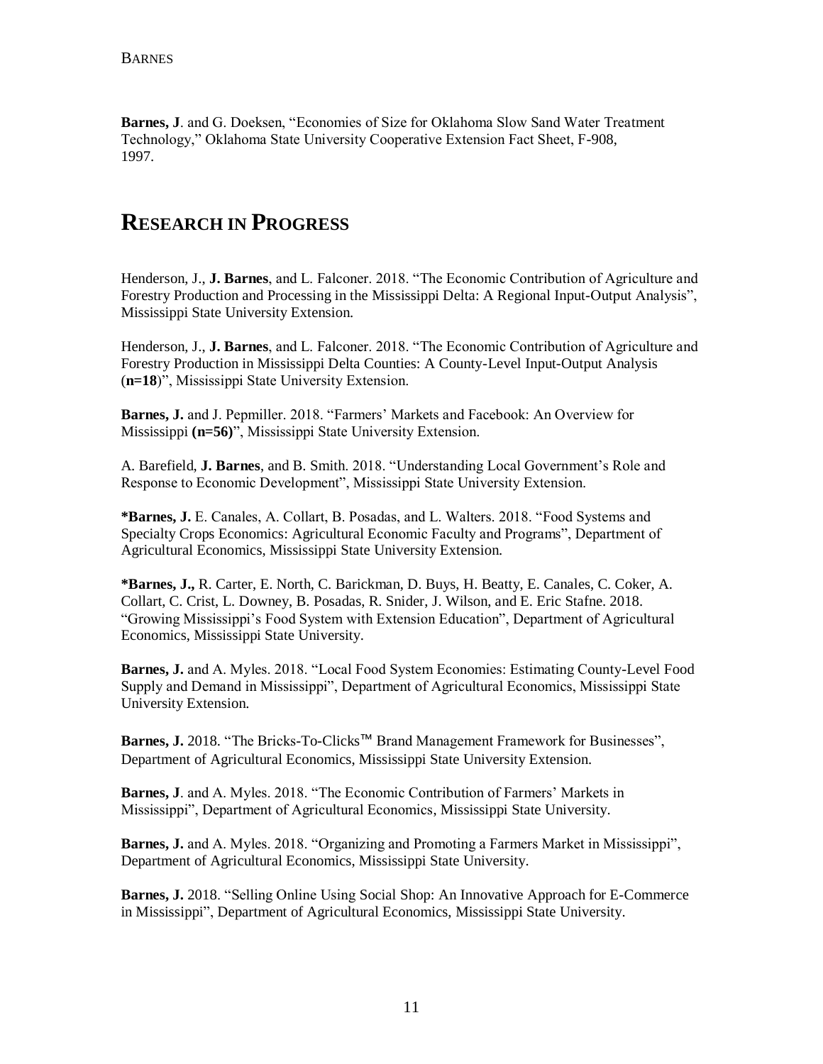**Barnes, J**. and G. Doeksen, "Economies of Size for Oklahoma Slow Sand Water Treatment Technology," Oklahoma State University Cooperative Extension Fact Sheet, F-908, 1997.

# Research in Progress

Henderson, J., **J. Barnes**, and L. Falconer. 2018. "The Economic Contribution of Agriculture and Forestry Production and Processing in the Mississippi Delta: A Regional Input-Output Analysis", Mississippi State University Extension.

Henderson, J., **J. Barnes**, and L. Falconer. 2018. "The Economic Contribution of Agriculture and Forestry Production in Mississippi Delta Counties: A County-Level Input-Output Analysis (**n=18**)", Mississippi State University Extension.

**Barnes, J.** and J. Pepmiller. 2018. "Farmers' Markets and Facebook: An Overview for Mississippi **(n=56)**", Mississippi State University Extension.

A. Barefield, **J. Barnes**, and B. Smith. 2018. "Understanding Local Government's Role and Response to Economic Development", Mississippi State University Extension.

**\*Barnes, J.** E. Canales, A. Collart, B. Posadas, and L. Walters. 2018. "Food Systems and Specialty Crops Economics: Agricultural Economic Faculty and Programs", Department of Agricultural Economics, Mississippi State University Extension.

**\*Barnes, J.,** R. Carter, E. North, C. Barickman, D. Buys, H. Beatty, E. Canales, C. Coker, A. Collart, C. Crist, L. Downey, B. Posadas, R. Snider, J. Wilson, and E. Eric Stafne. 2018. "Growing Mississippi's Food System with Extension Education", Department of Agricultural Economics, Mississippi State University.

**Barnes, J.** and A. Myles. 2018. "Local Food System Economies: Estimating County-Level Food Supply and Demand in Mississippi", Department of Agricultural Economics, Mississippi State University Extension.

**Barnes, J.** 2018. "The Bricks-To-Clicks™ Brand Management Framework for Businesses", Department of Agricultural Economics, Mississippi State University Extension.

**Barnes, J**. and A. Myles. 2018. "The Economic Contribution of Farmers' Markets in Mississippi", Department of Agricultural Economics, Mississippi State University.

**Barnes, J.** and A. Myles. 2018. "Organizing and Promoting a Farmers Market in Mississippi", Department of Agricultural Economics, Mississippi State University.

**Barnes, J.** 2018. "Selling Online Using Social Shop: An Innovative Approach for E-Commerce in Mississippi", Department of Agricultural Economics, Mississippi State University.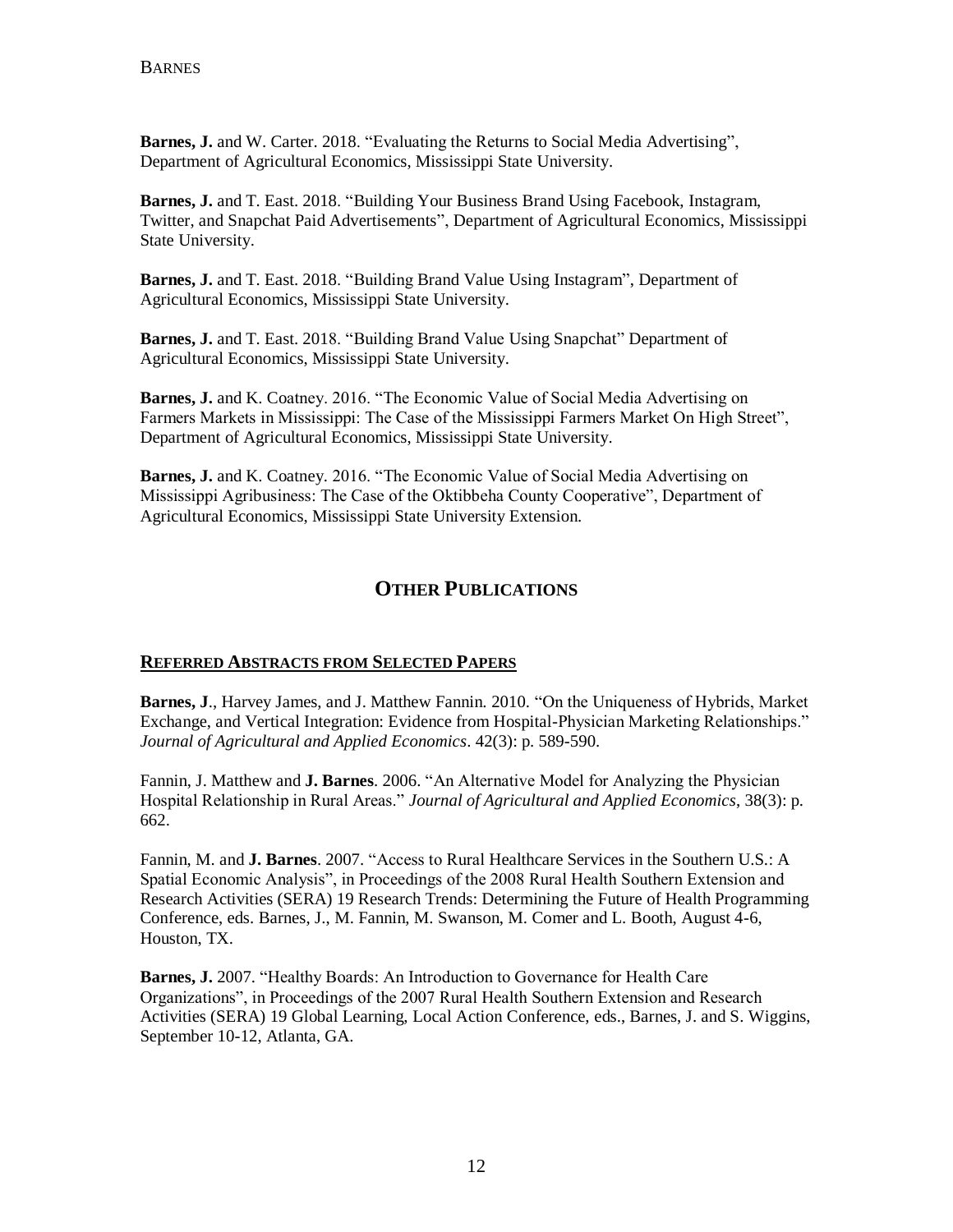**Barnes, J.** and W. Carter. 2018. "Evaluating the Returns to Social Media Advertising", Department of Agricultural Economics, Mississippi State University.

**Barnes, J.** and T. East. 2018. "Building Your Business Brand Using Facebook, Instagram, Twitter, and Snapchat Paid Advertisements", Department of Agricultural Economics, Mississippi State University.

**Barnes, J.** and T. East. 2018. "Building Brand Value Using Instagram", Department of Agricultural Economics, Mississippi State University.

**Barnes, J.** and T. East. 2018. "Building Brand Value Using Snapchat" Department of Agricultural Economics, Mississippi State University.

**Barnes, J.** and K. Coatney. 2016. "The Economic Value of Social Media Advertising on Farmers Markets in Mississippi: The Case of the Mississippi Farmers Market On High Street", Department of Agricultural Economics, Mississippi State University.

**Barnes, J.** and K. Coatney. 2016. "The Economic Value of Social Media Advertising on Mississippi Agribusiness: The Case of the Oktibbeha County Cooperative", Department of Agricultural Economics, Mississippi State University Extension.

## OTHER PUBLICATIONS

### REFERRED ABSTRACTS FROM SELECTED PAPERS

**Barnes, J**., Harvey James, and J. Matthew Fannin. 2010. "On the Uniqueness of Hybrids, Market Exchange, and Vertical Integration: Evidence from Hospital-Physician Marketing Relationships." *Journal of Agricultural and Applied Economics*. 42(3): p. 589-590.

Fannin, J. Matthew and **J. Barnes**. 2006. "An Alternative Model for Analyzing the Physician Hospital Relationship in Rural Areas." *Journal of Agricultural and Applied Economics*, 38(3): p. 662.

Fannin, M. and **J. Barnes**. 2007. "Access to Rural Healthcare Services in the Southern U.S.: A Spatial Economic Analysis", in Proceedings of the 2008 Rural Health Southern Extension and Research Activities (SERA) 19 Research Trends: Determining the Future of Health Programming Conference, eds. Barnes, J., M. Fannin, M. Swanson, M. Comer and L. Booth, August 4-6, Houston, TX.

**Barnes, J.** 2007. "Healthy Boards: An Introduction to Governance for Health Care Organizations", in Proceedings of the 2007 Rural Health Southern Extension and Research Activities (SERA) 19 Global Learning, Local Action Conference, eds., Barnes, J. and S. Wiggins, September 10-12, Atlanta, GA.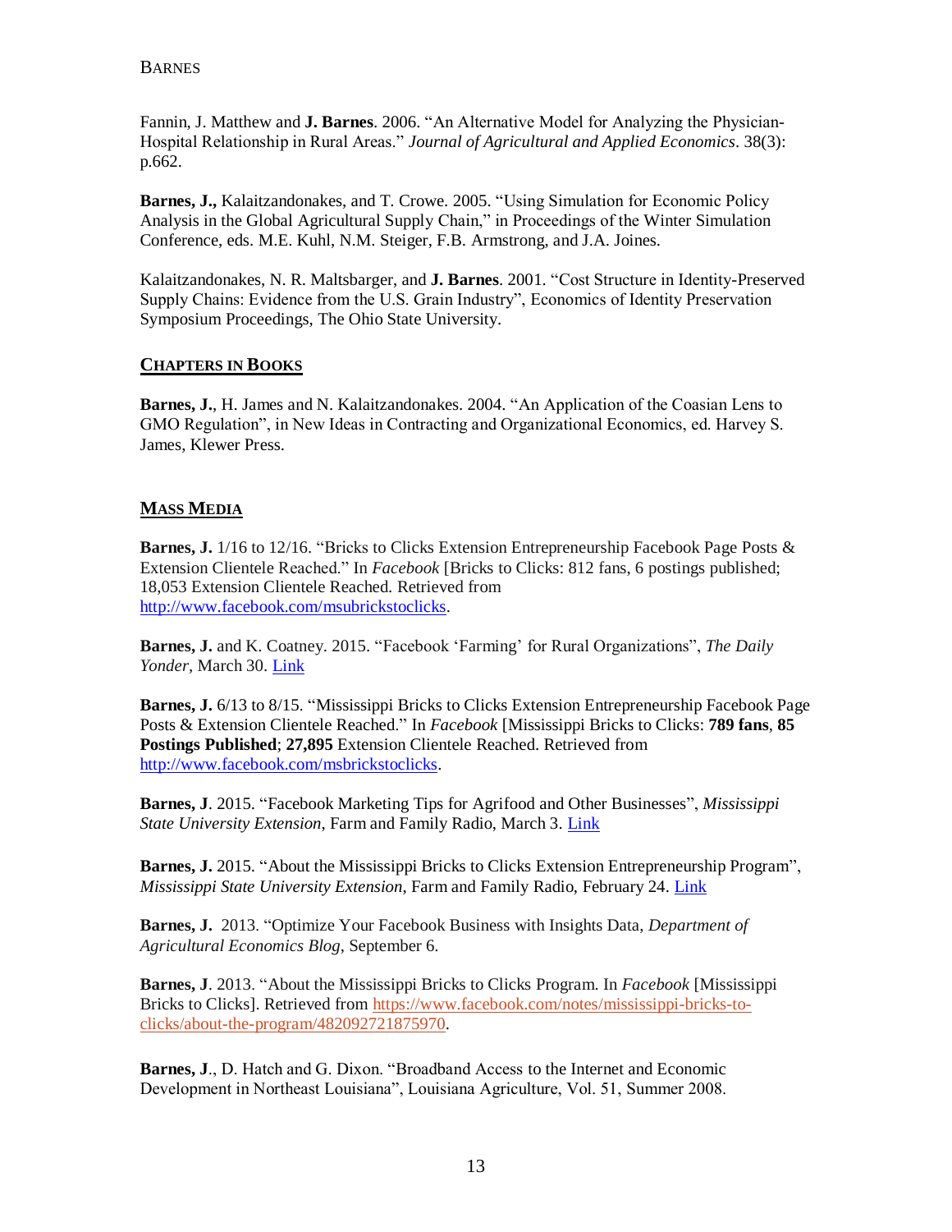Fannin, J. Matthew and **J. Barnes**. 2006. "An Alternative Model for Analyzing the Physician-Hospital Relationship in Rural Areas." *Journal of Agricultural and Applied Economics*. 38(3): p.662.

**Barnes, J.,** Kalaitzandonakes, and T. Crowe. 2005. "Using Simulation for Economic Policy Analysis in the Global Agricultural Supply Chain," in Proceedings of the Winter Simulation Conference, eds. M.E. Kuhl, N.M. Steiger, F.B. Armstrong, and J.A. Joines.

Kalaitzandonakes, N. R. Maltsbarger, and **J. Barnes**. 2001. "Cost Structure in Identity-Preserved Supply Chains: Evidence from the U.S. Grain Industry", Economics of Identity Preservation Symposium Proceedings, The Ohio State University.

## CHAPTERS IN BOOKS

**Barnes, J.**, H. James and N. Kalaitzandonakes. 2004. "An Application of the Coasian Lens to GMO Regulation", in New Ideas in Contracting and Organizational Economics, ed. Harvey S. James, Klewer Press.

## MASS MEDIA

**Barnes, J.** 1/16 to 12/16. "Bricks to Clicks Extension Entrepreneurship Facebook Page Posts & Extension Clientele Reached." In *Facebook* [Bricks to Clicks: 812 fans, 6 postings published; 18,053 Extension Clientele Reached. Retrieved from http://www.facebook.com/msubrickstoclicks.

**Barnes, J.** and K. Coatney. 2015. "Facebook 'Farming' for Rural Organizations", *The Daily Yonder,* March 30. Link

**Barnes, J.** 6/13 to 8/15. "Mississippi Bricks to Clicks Extension Entrepreneurship Facebook Page Posts & Extension Clientele Reached." In *Facebook* [Mississippi Bricks to Clicks: **789 fans**, **85 Postings Published**; **27,895** Extension Clientele Reached. Retrieved from http://www.facebook.com/msbrickstoclicks.

**Barnes, J**. 2015. "Facebook Marketing Tips for Agrifood and Other Businesses", *Mississippi State University Extension*, Farm and Family Radio, March 3. Link

**Barnes, J.** 2015. "About the Mississippi Bricks to Clicks Extension Entrepreneurship Program", *Mississippi State University Extension*, Farm and Family Radio, February 24. Link

**Barnes, J.** 2013. "Optimize Your Facebook Business with Insights Data, *Department of Agricultural Economics Blog*, September 6.

**Barnes, J**. 2013. "About the Mississippi Bricks to Clicks Program. In *Facebook* [Mississippi Bricks to Clicks]. Retrieved from https://www.facebook.com/notes/mississippi-bricks-to-clicks/about-the-program/482092721875970.

**Barnes, J**., D. Hatch and G. Dixon. "Broadband Access to the Internet and Economic Development in Northeast Louisiana", Louisiana Agriculture, Vol. 51, Summer 2008.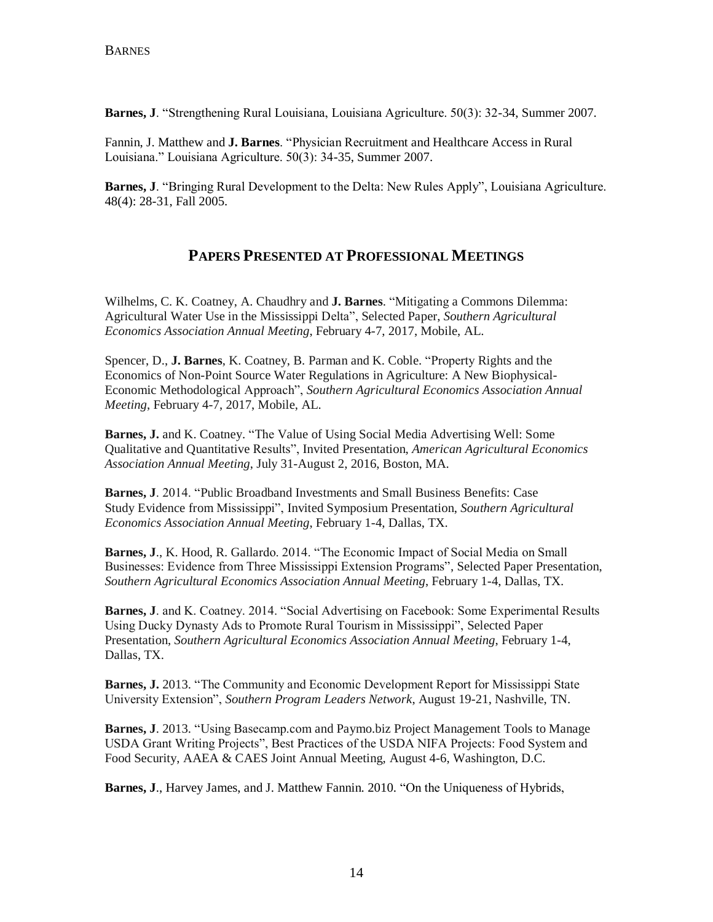**Barnes, J**. “Strengthening Rural Louisiana, Louisiana Agriculture. 50(3): 32-34, Summer 2007.

Fannin, J. Matthew and **J. Barnes**. “Physician Recruitment and Healthcare Access in Rural Louisiana.” Louisiana Agriculture. 50(3): 34-35, Summer 2007.

**Barnes, J**. “Bringing Rural Development to the Delta: New Rules Apply”, Louisiana Agriculture. 48(4): 28-31, Fall 2005.

## Papers Presented at Professional Meetings

Wilhelms, C. K. Coatney, A. Chaudhry and **J. Barnes**. “Mitigating a Commons Dilemma: Agricultural Water Use in the Mississippi Delta”, Selected Paper, *Southern Agricultural Economics Association Annual Meeting*, February 4-7, 2017, Mobile, AL.

Spencer, D., **J. Barnes**, K. Coatney, B. Parman and K. Coble. “Property Rights and the Economics of Non-Point Source Water Regulations in Agriculture: A New Biophysical-Economic Methodological Approach”, *Southern Agricultural Economics Association Annual Meeting*, February 4-7, 2017, Mobile, AL.

**Barnes, J.** and K. Coatney. “The Value of Using Social Media Advertising Well: Some Qualitative and Quantitative Results”, Invited Presentation, *American Agricultural Economics Association Annual Meeting*, July 31-August 2, 2016, Boston, MA.

**Barnes, J**. 2014. “Public Broadband Investments and Small Business Benefits: Case Study Evidence from Mississippi”, Invited Symposium Presentation, *Southern Agricultural Economics Association Annual Meeting*, February 1-4, Dallas, TX.

**Barnes, J**., K. Hood, R. Gallardo. 2014. “The Economic Impact of Social Media on Small Businesses: Evidence from Three Mississippi Extension Programs”, Selected Paper Presentation, *Southern Agricultural Economics Association Annual Meeting*, February 1-4, Dallas, TX.

**Barnes, J**. and K. Coatney. 2014. “Social Advertising on Facebook: Some Experimental Results Using Ducky Dynasty Ads to Promote Rural Tourism in Mississippi”, Selected Paper Presentation, *Southern Agricultural Economics Association Annual Meeting*, February 1-4, Dallas, TX.

**Barnes, J.** 2013. “The Community and Economic Development Report for Mississippi State University Extension”, *Southern Program Leaders Network*, August 19-21, Nashville, TN.

**Barnes, J**. 2013. “Using Basecamp.com and Paymo.biz Project Management Tools to Manage USDA Grant Writing Projects”, Best Practices of the USDA NIFA Projects: Food System and Food Security, AAEA & CAES Joint Annual Meeting, August 4-6, Washington, D.C.

**Barnes, J**., Harvey James, and J. Matthew Fannin. 2010. “On the Uniqueness of Hybrids,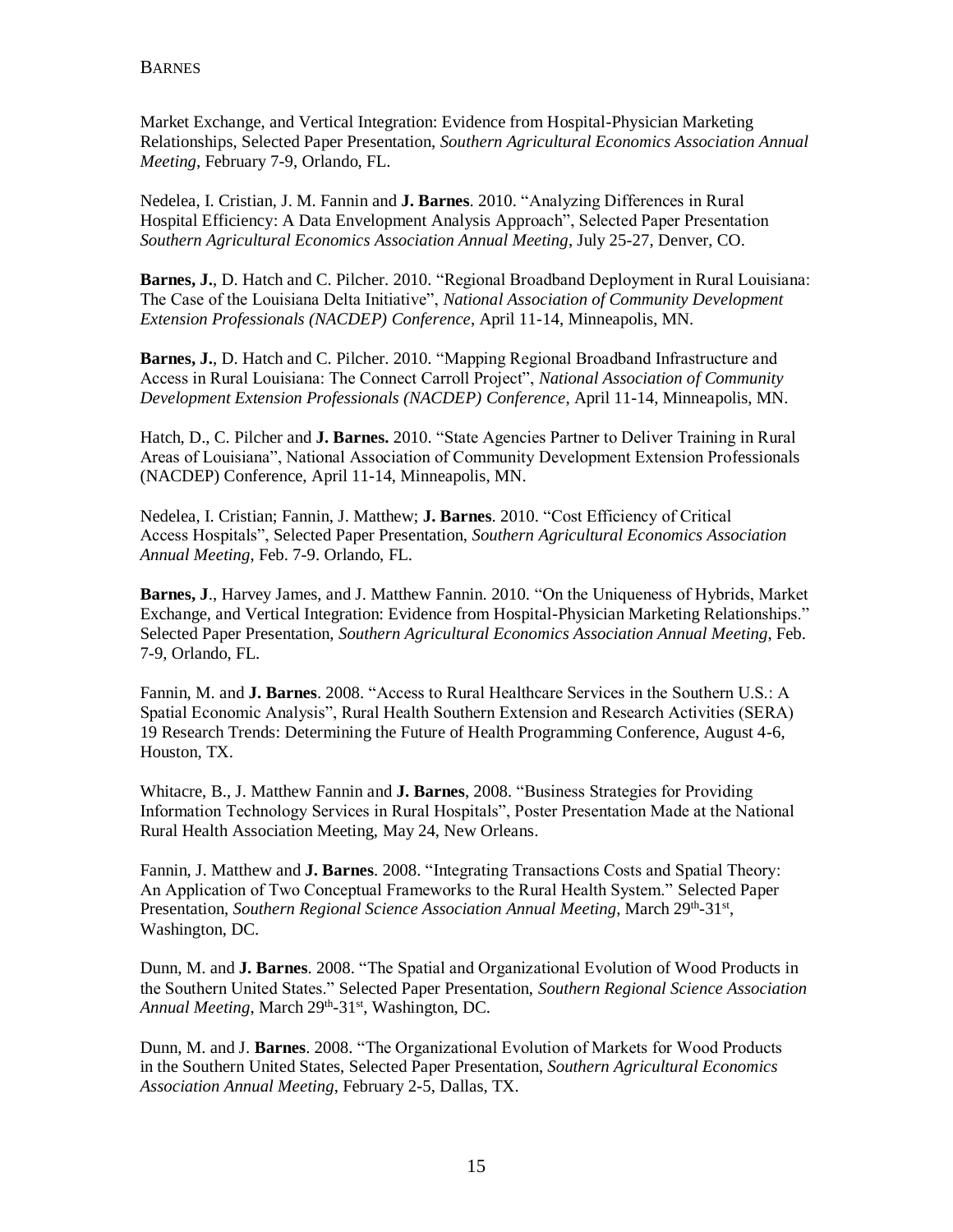Market Exchange, and Vertical Integration: Evidence from Hospital-Physician Marketing Relationships, Selected Paper Presentation, *Southern Agricultural Economics Association Annual Meeting*, February 7-9, Orlando, FL.

Nedelea, I. Cristian, J. M. Fannin and **J. Barnes**. 2010. "Analyzing Differences in Rural Hospital Efficiency: A Data Envelopment Analysis Approach", Selected Paper Presentation *Southern Agricultural Economics Association Annual Meeting*, July 25-27, Denver, CO.

**Barnes, J.**, D. Hatch and C. Pilcher. 2010. "Regional Broadband Deployment in Rural Louisiana: The Case of the Louisiana Delta Initiative", *National Association of Community Development Extension Professionals (NACDEP) Conference*, April 11-14, Minneapolis, MN.

**Barnes, J.**, D. Hatch and C. Pilcher. 2010. "Mapping Regional Broadband Infrastructure and Access in Rural Louisiana: The Connect Carroll Project", *National Association of Community Development Extension Professionals (NACDEP) Conference*, April 11-14, Minneapolis, MN.

Hatch, D., C. Pilcher and **J. Barnes.** 2010. "State Agencies Partner to Deliver Training in Rural Areas of Louisiana", National Association of Community Development Extension Professionals (NACDEP) Conference, April 11-14, Minneapolis, MN.

Nedelea, I. Cristian; Fannin, J. Matthew; **J. Barnes**. 2010. "Cost Efficiency of Critical Access Hospitals", Selected Paper Presentation, *Southern Agricultural Economics Association Annual Meeting*, Feb. 7-9. Orlando, FL.

**Barnes, J**., Harvey James, and J. Matthew Fannin. 2010. "On the Uniqueness of Hybrids, Market Exchange, and Vertical Integration: Evidence from Hospital-Physician Marketing Relationships." Selected Paper Presentation, *Southern Agricultural Economics Association Annual Meeting*, Feb. 7-9, Orlando, FL.

Fannin, M. and **J. Barnes**. 2008. "Access to Rural Healthcare Services in the Southern U.S.: A Spatial Economic Analysis", Rural Health Southern Extension and Research Activities (SERA) 19 Research Trends: Determining the Future of Health Programming Conference, August 4-6, Houston, TX.

Whitacre, B., J. Matthew Fannin and **J. Barnes**, 2008. "Business Strategies for Providing Information Technology Services in Rural Hospitals", Poster Presentation Made at the National Rural Health Association Meeting, May 24, New Orleans.

Fannin, J. Matthew and **J. Barnes**. 2008. "Integrating Transactions Costs and Spatial Theory: An Application of Two Conceptual Frameworks to the Rural Health System." Selected Paper Presentation, *Southern Regional Science Association Annual Meeting*, March 29th-31st, Washington, DC.

Dunn, M. and **J. Barnes**. 2008. "The Spatial and Organizational Evolution of Wood Products in the Southern United States." Selected Paper Presentation, *Southern Regional Science Association Annual Meeting*, March 29th-31st, Washington, DC.

Dunn, M. and J. **Barnes**. 2008. "The Organizational Evolution of Markets for Wood Products in the Southern United States, Selected Paper Presentation, *Southern Agricultural Economics Association Annual Meeting*, February 2-5, Dallas, TX.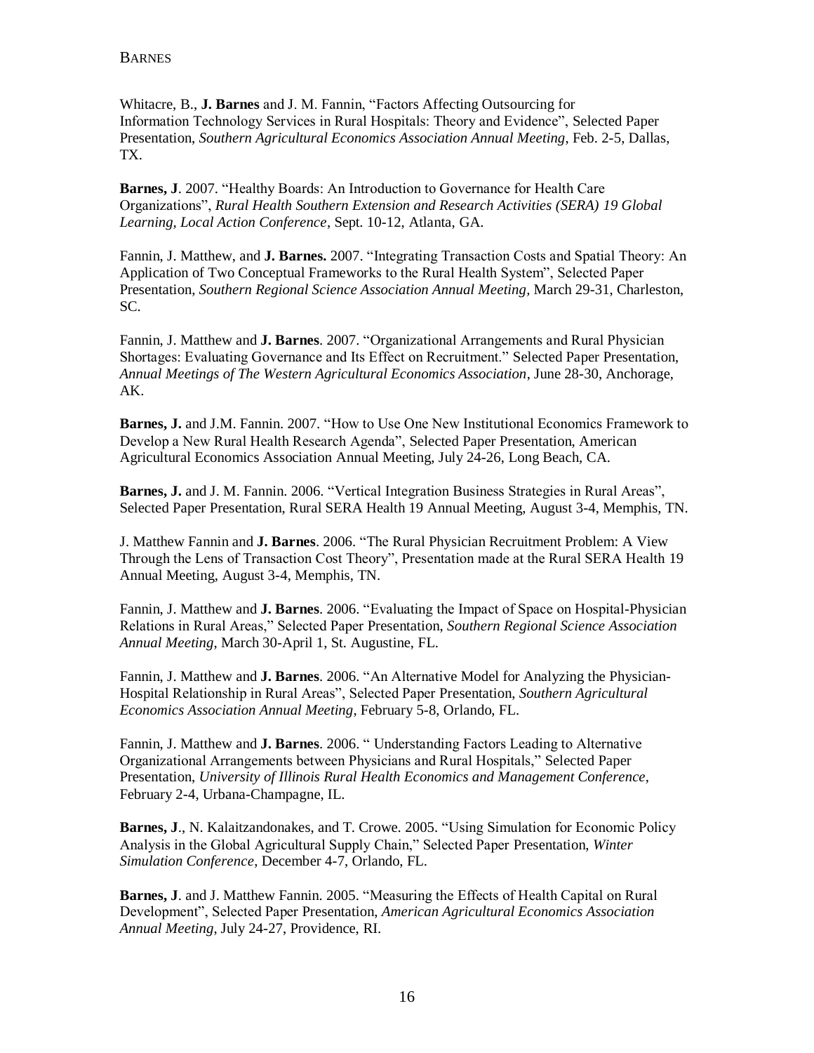Whitacre, B., **J. Barnes** and J. M. Fannin, "Factors Affecting Outsourcing for Information Technology Services in Rural Hospitals: Theory and Evidence", Selected Paper Presentation, *Southern Agricultural Economics Association Annual Meeting*, Feb. 2-5, Dallas, TX.

**Barnes, J**. 2007. "Healthy Boards: An Introduction to Governance for Health Care Organizations", *Rural Health Southern Extension and Research Activities (SERA) 19 Global Learning, Local Action Conference*, Sept. 10-12, Atlanta, GA.

Fannin, J. Matthew, and **J. Barnes.** 2007. "Integrating Transaction Costs and Spatial Theory: An Application of Two Conceptual Frameworks to the Rural Health System", Selected Paper Presentation, *Southern Regional Science Association Annual Meeting*, March 29-31, Charleston, SC.

Fannin, J. Matthew and **J. Barnes**. 2007. "Organizational Arrangements and Rural Physician Shortages: Evaluating Governance and Its Effect on Recruitment." Selected Paper Presentation, *Annual Meetings of The Western Agricultural Economics Association*, June 28-30, Anchorage, AK.

**Barnes, J.** and J.M. Fannin. 2007. "How to Use One New Institutional Economics Framework to Develop a New Rural Health Research Agenda", Selected Paper Presentation, American Agricultural Economics Association Annual Meeting, July 24-26, Long Beach, CA.

**Barnes, J.** and J. M. Fannin. 2006. "Vertical Integration Business Strategies in Rural Areas", Selected Paper Presentation, Rural SERA Health 19 Annual Meeting, August 3-4, Memphis, TN.

J. Matthew Fannin and **J. Barnes**. 2006. "The Rural Physician Recruitment Problem: A View Through the Lens of Transaction Cost Theory", Presentation made at the Rural SERA Health 19 Annual Meeting, August 3-4, Memphis, TN.

Fannin, J. Matthew and **J. Barnes**. 2006. "Evaluating the Impact of Space on Hospital-Physician Relations in Rural Areas," Selected Paper Presentation, *Southern Regional Science Association Annual Meeting*, March 30-April 1, St. Augustine, FL.

Fannin, J. Matthew and **J. Barnes**. 2006. "An Alternative Model for Analyzing the Physician-Hospital Relationship in Rural Areas", Selected Paper Presentation, *Southern Agricultural Economics Association Annual Meeting*, February 5-8, Orlando, FL.

Fannin, J. Matthew and **J. Barnes**. 2006. " Understanding Factors Leading to Alternative Organizational Arrangements between Physicians and Rural Hospitals," Selected Paper Presentation, *University of Illinois Rural Health Economics and Management Conference*, February 2-4, Urbana-Champagne, IL.

**Barnes, J**., N. Kalaitzandonakes, and T. Crowe. 2005. "Using Simulation for Economic Policy Analysis in the Global Agricultural Supply Chain," Selected Paper Presentation, *Winter Simulation Conference*, December 4-7, Orlando, FL.

**Barnes, J**. and J. Matthew Fannin. 2005. "Measuring the Effects of Health Capital on Rural Development", Selected Paper Presentation, *American Agricultural Economics Association Annual Meeting*, July 24-27, Providence, RI.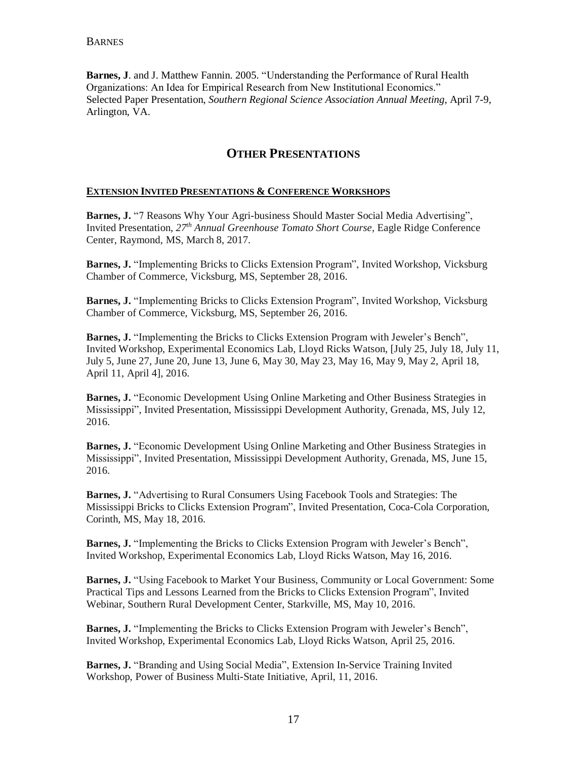**Barnes, J**. and J. Matthew Fannin. 2005. "Understanding the Performance of Rural Health Organizations: An Idea for Empirical Research from New Institutional Economics." Selected Paper Presentation, *Southern Regional Science Association Annual Meeting*, April 7-9, Arlington, VA.

## Other Presentations

### Extension Invited Presentations & Conference Workshops

**Barnes, J.** "7 Reasons Why Your Agri-business Should Master Social Media Advertising", Invited Presentation, *27th Annual Greenhouse Tomato Short Course*, Eagle Ridge Conference Center, Raymond, MS, March 8, 2017.

**Barnes, J.** "Implementing Bricks to Clicks Extension Program", Invited Workshop, Vicksburg Chamber of Commerce, Vicksburg, MS, September 28, 2016.

**Barnes, J.** "Implementing Bricks to Clicks Extension Program", Invited Workshop, Vicksburg Chamber of Commerce, Vicksburg, MS, September 26, 2016.

**Barnes, J.** "Implementing the Bricks to Clicks Extension Program with Jeweler's Bench", Invited Workshop, Experimental Economics Lab, Lloyd Ricks Watson, [July 25, July 18, July 11, July 5, June 27, June 20, June 13, June 6, May 30, May 23, May 16, May 9, May 2, April 18, April 11, April 4], 2016.

**Barnes, J.** "Economic Development Using Online Marketing and Other Business Strategies in Mississippi", Invited Presentation, Mississippi Development Authority, Grenada, MS, July 12, 2016.

**Barnes, J.** "Economic Development Using Online Marketing and Other Business Strategies in Mississippi", Invited Presentation, Mississippi Development Authority, Grenada, MS, June 15, 2016.

**Barnes, J.** "Advertising to Rural Consumers Using Facebook Tools and Strategies: The Mississippi Bricks to Clicks Extension Program", Invited Presentation, Coca-Cola Corporation, Corinth, MS, May 18, 2016.

**Barnes, J.** "Implementing the Bricks to Clicks Extension Program with Jeweler's Bench", Invited Workshop, Experimental Economics Lab, Lloyd Ricks Watson, May 16, 2016.

**Barnes, J.** "Using Facebook to Market Your Business, Community or Local Government: Some Practical Tips and Lessons Learned from the Bricks to Clicks Extension Program", Invited Webinar, Southern Rural Development Center, Starkville, MS, May 10, 2016.

**Barnes, J.** "Implementing the Bricks to Clicks Extension Program with Jeweler's Bench", Invited Workshop, Experimental Economics Lab, Lloyd Ricks Watson, April 25, 2016.

**Barnes, J.** "Branding and Using Social Media", Extension In-Service Training Invited Workshop, Power of Business Multi-State Initiative, April, 11, 2016.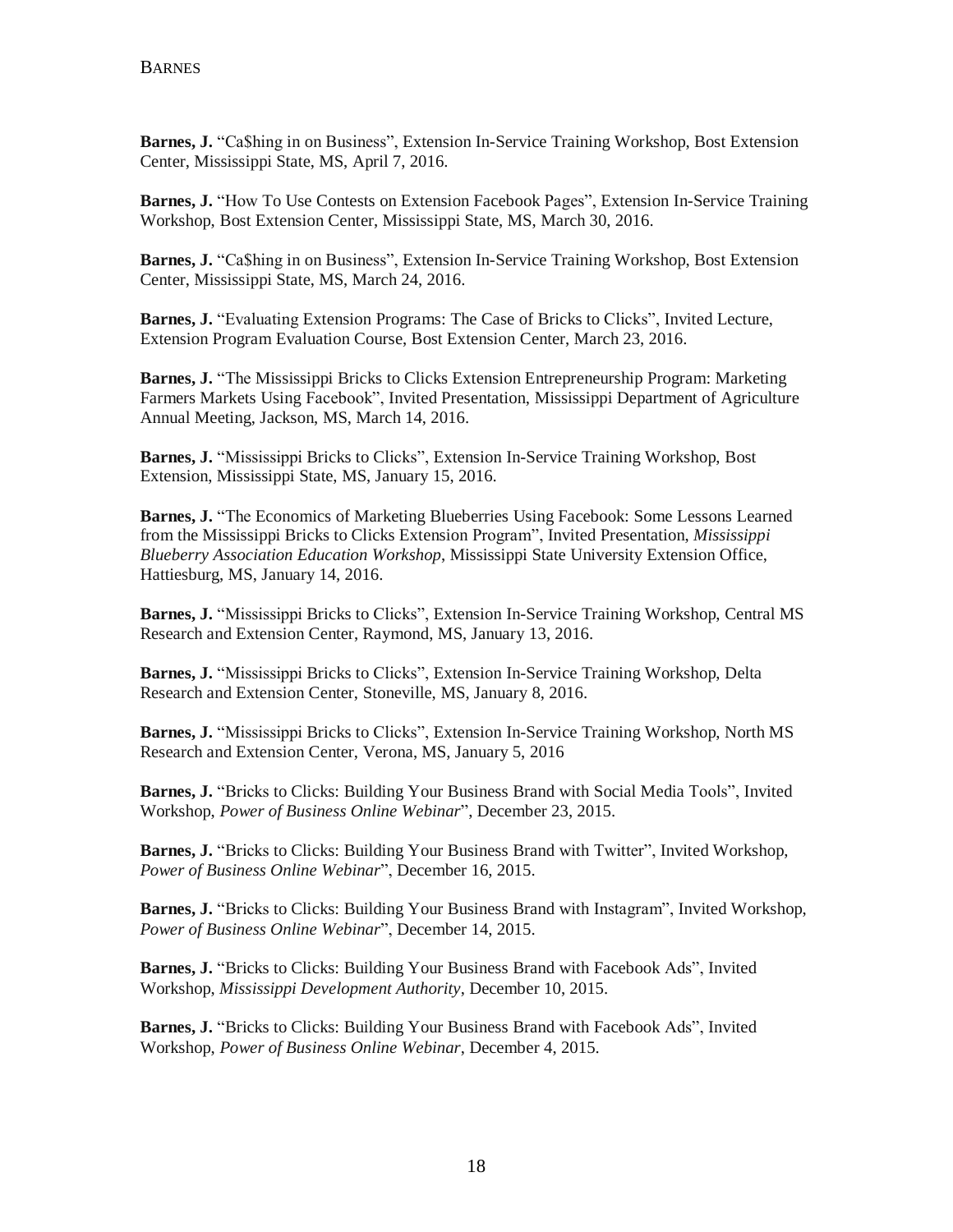**Barnes, J.** "Ca$hing in on Business", Extension In-Service Training Workshop, Bost Extension Center, Mississippi State, MS, April 7, 2016.

**Barnes, J.** "How To Use Contests on Extension Facebook Pages", Extension In-Service Training Workshop, Bost Extension Center, Mississippi State, MS, March 30, 2016.

**Barnes, J.** "Ca$hing in on Business", Extension In-Service Training Workshop, Bost Extension Center, Mississippi State, MS, March 24, 2016.

**Barnes, J.** "Evaluating Extension Programs: The Case of Bricks to Clicks", Invited Lecture, Extension Program Evaluation Course, Bost Extension Center, March 23, 2016.

**Barnes, J.** "The Mississippi Bricks to Clicks Extension Entrepreneurship Program: Marketing Farmers Markets Using Facebook", Invited Presentation, Mississippi Department of Agriculture Annual Meeting, Jackson, MS, March 14, 2016.

**Barnes, J.** "Mississippi Bricks to Clicks", Extension In-Service Training Workshop, Bost Extension, Mississippi State, MS, January 15, 2016.

**Barnes, J.** "The Economics of Marketing Blueberries Using Facebook: Some Lessons Learned from the Mississippi Bricks to Clicks Extension Program", Invited Presentation, *Mississippi Blueberry Association Education Workshop*, Mississippi State University Extension Office, Hattiesburg, MS, January 14, 2016.

**Barnes, J.** "Mississippi Bricks to Clicks", Extension In-Service Training Workshop, Central MS Research and Extension Center, Raymond, MS, January 13, 2016.

**Barnes, J.** "Mississippi Bricks to Clicks", Extension In-Service Training Workshop, Delta Research and Extension Center, Stoneville, MS, January 8, 2016.

**Barnes, J.** "Mississippi Bricks to Clicks", Extension In-Service Training Workshop, North MS Research and Extension Center, Verona, MS, January 5, 2016

**Barnes, J.** "Bricks to Clicks: Building Your Business Brand with Social Media Tools", Invited Workshop, *Power of Business Online Webinar*", December 23, 2015.

**Barnes, J.** "Bricks to Clicks: Building Your Business Brand with Twitter", Invited Workshop, *Power of Business Online Webinar*", December 16, 2015.

**Barnes, J.** "Bricks to Clicks: Building Your Business Brand with Instagram", Invited Workshop, *Power of Business Online Webinar*", December 14, 2015.

**Barnes, J.** "Bricks to Clicks: Building Your Business Brand with Facebook Ads", Invited Workshop, *Mississippi Development Authority*, December 10, 2015.

**Barnes, J.** "Bricks to Clicks: Building Your Business Brand with Facebook Ads", Invited Workshop, *Power of Business Online Webinar*, December 4, 2015.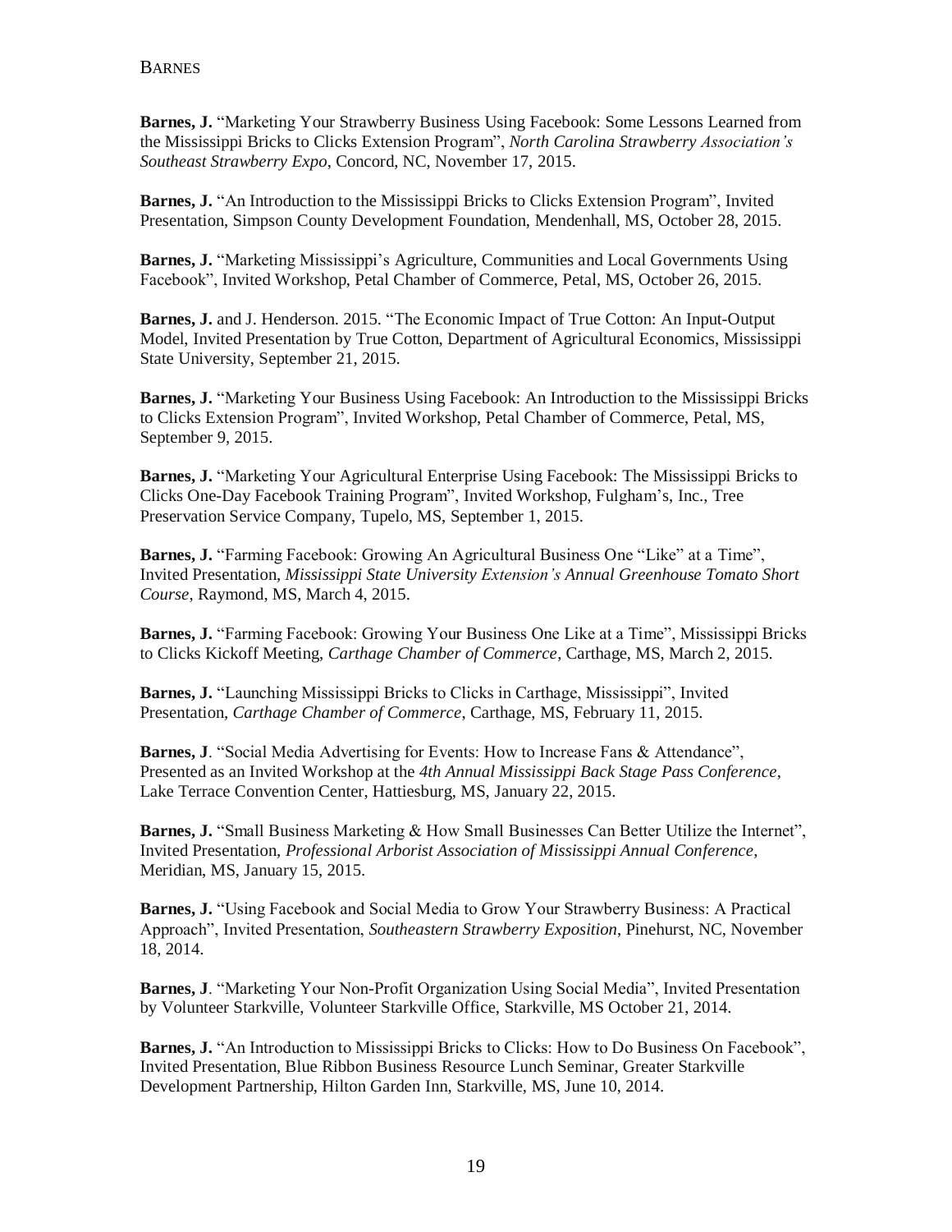**Barnes, J.** "Marketing Your Strawberry Business Using Facebook: Some Lessons Learned from the Mississippi Bricks to Clicks Extension Program", *North Carolina Strawberry Association's Southeast Strawberry Expo*, Concord, NC, November 17, 2015.

**Barnes, J.** "An Introduction to the Mississippi Bricks to Clicks Extension Program", Invited Presentation, Simpson County Development Foundation, Mendenhall, MS, October 28, 2015.

**Barnes, J.** "Marketing Mississippi's Agriculture, Communities and Local Governments Using Facebook", Invited Workshop, Petal Chamber of Commerce, Petal, MS, October 26, 2015.

**Barnes, J.** and J. Henderson. 2015. "The Economic Impact of True Cotton: An Input-Output Model, Invited Presentation by True Cotton, Department of Agricultural Economics, Mississippi State University, September 21, 2015.

**Barnes, J.** "Marketing Your Business Using Facebook: An Introduction to the Mississippi Bricks to Clicks Extension Program", Invited Workshop, Petal Chamber of Commerce, Petal, MS, September 9, 2015.

**Barnes, J.** "Marketing Your Agricultural Enterprise Using Facebook: The Mississippi Bricks to Clicks One-Day Facebook Training Program", Invited Workshop, Fulgham's, Inc., Tree Preservation Service Company, Tupelo, MS, September 1, 2015.

**Barnes, J.** "Farming Facebook: Growing An Agricultural Business One "Like" at a Time", Invited Presentation, *Mississippi State University Extension's Annual Greenhouse Tomato Short Course*, Raymond, MS, March 4, 2015.

**Barnes, J.** "Farming Facebook: Growing Your Business One Like at a Time", Mississippi Bricks to Clicks Kickoff Meeting, *Carthage Chamber of Commerce*, Carthage, MS, March 2, 2015.

**Barnes, J.** "Launching Mississippi Bricks to Clicks in Carthage, Mississippi", Invited Presentation, *Carthage Chamber of Commerce*, Carthage, MS, February 11, 2015.

**Barnes, J**. "Social Media Advertising for Events: How to Increase Fans & Attendance", Presented as an Invited Workshop at the *4th Annual Mississippi Back Stage Pass Conference*, Lake Terrace Convention Center, Hattiesburg, MS, January 22, 2015.

**Barnes, J.** "Small Business Marketing & How Small Businesses Can Better Utilize the Internet", Invited Presentation, *Professional Arborist Association of Mississippi Annual Conference*, Meridian, MS, January 15, 2015.

**Barnes, J.** "Using Facebook and Social Media to Grow Your Strawberry Business: A Practical Approach", Invited Presentation, *Southeastern Strawberry Exposition*, Pinehurst, NC, November 18, 2014.

**Barnes, J**. "Marketing Your Non-Profit Organization Using Social Media", Invited Presentation by Volunteer Starkville, Volunteer Starkville Office, Starkville, MS October 21, 2014.

**Barnes, J.** "An Introduction to Mississippi Bricks to Clicks: How to Do Business On Facebook", Invited Presentation, Blue Ribbon Business Resource Lunch Seminar, Greater Starkville Development Partnership, Hilton Garden Inn, Starkville, MS, June 10, 2014.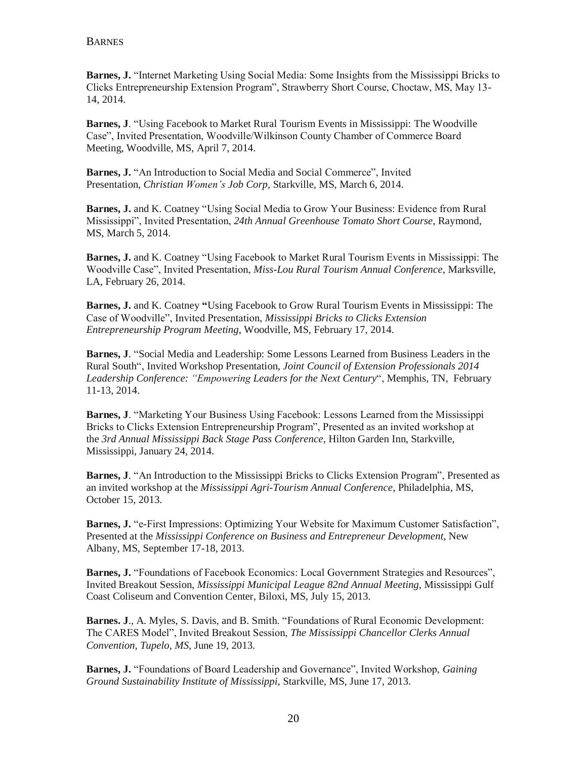**Barnes, J.** "Internet Marketing Using Social Media: Some Insights from the Mississippi Bricks to Clicks Entrepreneurship Extension Program", Strawberry Short Course, Choctaw, MS, May 13-14, 2014.

**Barnes, J**. "Using Facebook to Market Rural Tourism Events in Mississippi: The Woodville Case", Invited Presentation, Woodville/Wilkinson County Chamber of Commerce Board Meeting, Woodville, MS, April 7, 2014.

**Barnes, J.** "An Introduction to Social Media and Social Commerce", Invited Presentation, *Christian Women's Job Corp*, Starkville, MS, March 6, 2014.

**Barnes, J.** and K. Coatney "Using Social Media to Grow Your Business: Evidence from Rural Mississippi", Invited Presentation, *24th Annual Greenhouse Tomato Short Course*, Raymond, MS, March 5, 2014.

**Barnes, J.** and K. Coatney "Using Facebook to Market Rural Tourism Events in Mississippi: The Woodville Case", Invited Presentation, *Miss-Lou Rural Tourism Annual Conference*, Marksville, LA, February 26, 2014.

**Barnes, J.** and K. Coatney **"**Using Facebook to Grow Rural Tourism Events in Mississippi: The Case of Woodville", Invited Presentation, *Mississippi Bricks to Clicks Extension Entrepreneurship Program Meeting*, Woodville, MS, February 17, 2014.

**Barnes, J**. "Social Media and Leadership: Some Lessons Learned from Business Leaders in the Rural South", Invited Workshop Presentation, *Joint Council of Extension Professionals 2014 Leadership Conference: "Empowering Leaders for the Next Century*", Memphis, TN, February 11-13, 2014.

**Barnes, J**. "Marketing Your Business Using Facebook: Lessons Learned from the Mississippi Bricks to Clicks Extension Entrepreneurship Program", Presented as an invited workshop at the *3rd Annual Mississippi Back Stage Pass Conference*, Hilton Garden Inn, Starkville, Mississippi, January 24, 2014.

**Barnes, J**. "An Introduction to the Mississippi Bricks to Clicks Extension Program", Presented as an invited workshop at the *Mississippi Agri-Tourism Annual Conference*, Philadelphia, MS, October 15, 2013.

**Barnes, J.** "e-First Impressions: Optimizing Your Website for Maximum Customer Satisfaction", Presented at the *Mississippi Conference on Business and Entrepreneur Development*, New Albany, MS, September 17-18, 2013.

**Barnes, J.** "Foundations of Facebook Economics: Local Government Strategies and Resources", Invited Breakout Session, *Mississippi Municipal League 82nd Annual Meeting*, Mississippi Gulf Coast Coliseum and Convention Center, Biloxi, MS, July 15, 2013.

**Barnes. J**., A. Myles, S. Davis, and B. Smith. "Foundations of Rural Economic Development: The CARES Model", Invited Breakout Session, *The Mississippi Chancellor Clerks Annual Convention, Tupelo, MS,* June 19, 2013.

**Barnes, J.** "Foundations of Board Leadership and Governance", Invited Workshop, *Gaining Ground Sustainability Institute of Mississippi*, Starkville, MS, June 17, 2013.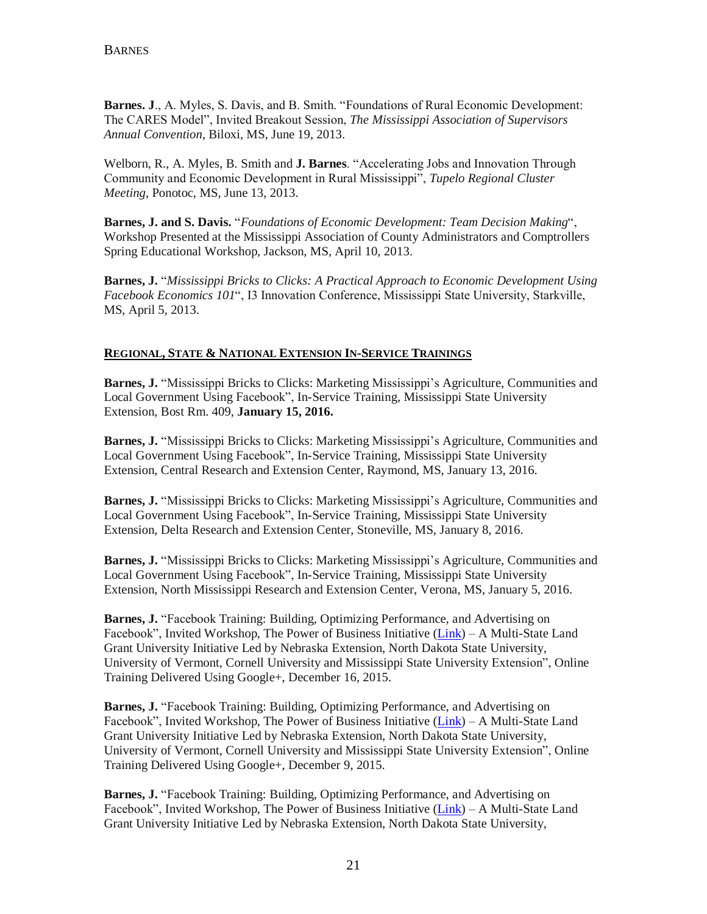**Barnes. J**., A. Myles, S. Davis, and B. Smith. "Foundations of Rural Economic Development: The CARES Model", Invited Breakout Session, *The Mississippi Association of Supervisors Annual Convention*, Biloxi, MS, June 19, 2013.

Welborn, R., A. Myles, B. Smith and **J. Barnes**. "Accelerating Jobs and Innovation Through Community and Economic Development in Rural Mississippi", *Tupelo Regional Cluster Meeting*, Ponotoc, MS, June 13, 2013.

**Barnes, J. and S. Davis.** "*Foundations of Economic Development: Team Decision Making*", Workshop Presented at the Mississippi Association of County Administrators and Comptrollers Spring Educational Workshop, Jackson, MS, April 10, 2013.

**Barnes, J.** "*Mississippi Bricks to Clicks: A Practical Approach to Economic Development Using Facebook Economics 101*", I3 Innovation Conference, Mississippi State University, Starkville, MS, April 5, 2013.

## REGIONAL, STATE & NATIONAL EXTENSION IN-SERVICE TRAININGS

**Barnes, J.** "Mississippi Bricks to Clicks: Marketing Mississippi's Agriculture, Communities and Local Government Using Facebook", In-Service Training, Mississippi State University Extension, Bost Rm. 409, **January 15, 2016.**

**Barnes, J.** "Mississippi Bricks to Clicks: Marketing Mississippi's Agriculture, Communities and Local Government Using Facebook", In-Service Training, Mississippi State University Extension, Central Research and Extension Center, Raymond, MS, January 13, 2016.

**Barnes, J.** "Mississippi Bricks to Clicks: Marketing Mississippi's Agriculture, Communities and Local Government Using Facebook", In-Service Training, Mississippi State University Extension, Delta Research and Extension Center, Stoneville, MS, January 8, 2016.

**Barnes, J.** "Mississippi Bricks to Clicks: Marketing Mississippi's Agriculture, Communities and Local Government Using Facebook", In-Service Training, Mississippi State University Extension, North Mississippi Research and Extension Center, Verona, MS, January 5, 2016.

**Barnes, J.** "Facebook Training: Building, Optimizing Performance, and Advertising on Facebook", Invited Workshop, The Power of Business Initiative (Link) – A Multi-State Land Grant University Initiative Led by Nebraska Extension, North Dakota State University, University of Vermont, Cornell University and Mississippi State University Extension", Online Training Delivered Using Google+, December 16, 2015.

**Barnes, J.** "Facebook Training: Building, Optimizing Performance, and Advertising on Facebook", Invited Workshop, The Power of Business Initiative (Link) – A Multi-State Land Grant University Initiative Led by Nebraska Extension, North Dakota State University, University of Vermont, Cornell University and Mississippi State University Extension", Online Training Delivered Using Google+, December 9, 2015.

**Barnes, J.** "Facebook Training: Building, Optimizing Performance, and Advertising on Facebook", Invited Workshop, The Power of Business Initiative (Link) – A Multi-State Land Grant University Initiative Led by Nebraska Extension, North Dakota State University,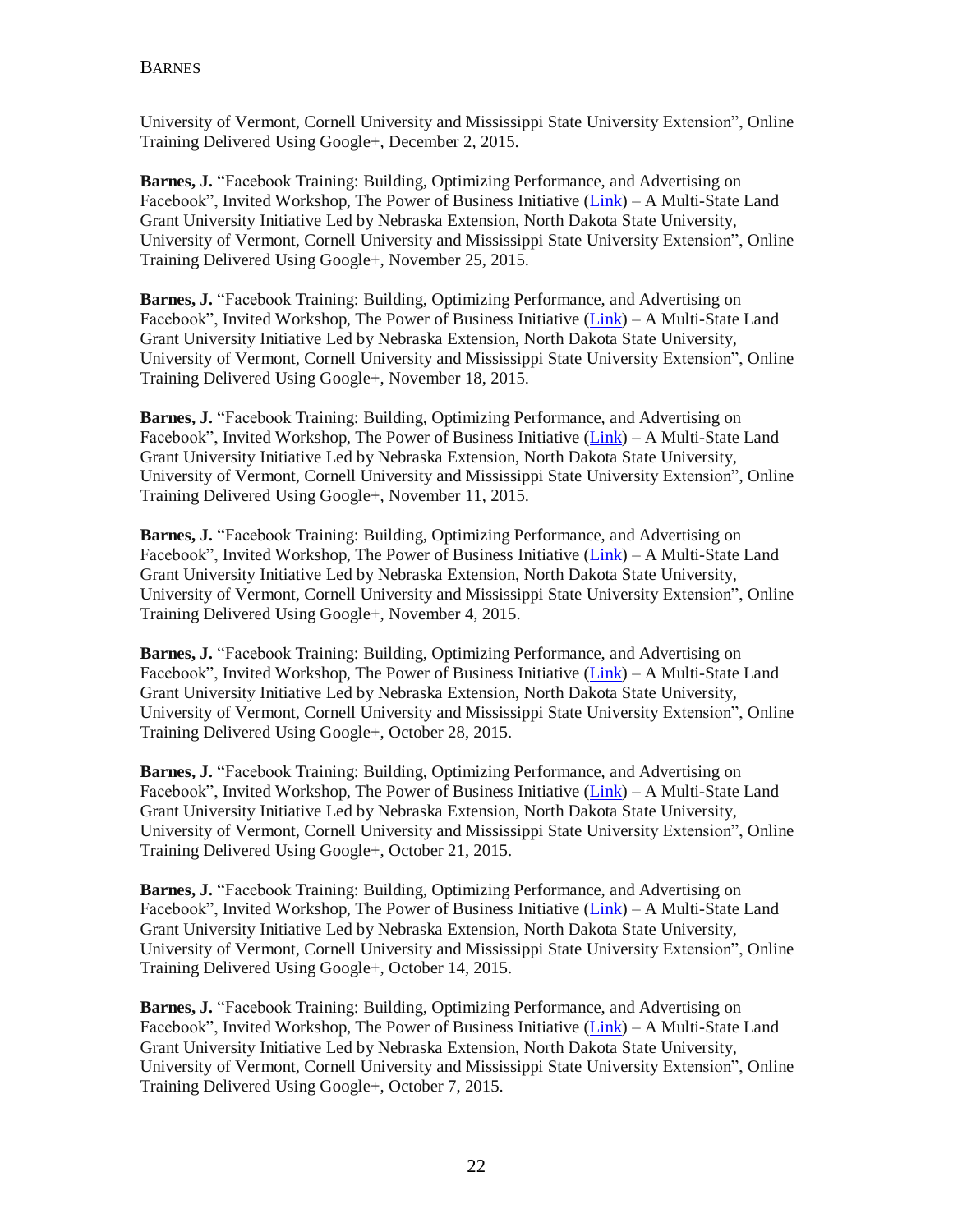University of Vermont, Cornell University and Mississippi State University Extension", Online Training Delivered Using Google+, December 2, 2015.

**Barnes, J.** "Facebook Training: Building, Optimizing Performance, and Advertising on Facebook", Invited Workshop, The Power of Business Initiative (Link) – A Multi-State Land Grant University Initiative Led by Nebraska Extension, North Dakota State University, University of Vermont, Cornell University and Mississippi State University Extension", Online Training Delivered Using Google+, November 25, 2015.

**Barnes, J.** "Facebook Training: Building, Optimizing Performance, and Advertising on Facebook", Invited Workshop, The Power of Business Initiative (Link) – A Multi-State Land Grant University Initiative Led by Nebraska Extension, North Dakota State University, University of Vermont, Cornell University and Mississippi State University Extension", Online Training Delivered Using Google+, November 18, 2015.

**Barnes, J.** "Facebook Training: Building, Optimizing Performance, and Advertising on Facebook", Invited Workshop, The Power of Business Initiative (Link) – A Multi-State Land Grant University Initiative Led by Nebraska Extension, North Dakota State University, University of Vermont, Cornell University and Mississippi State University Extension", Online Training Delivered Using Google+, November 11, 2015.

**Barnes, J.** "Facebook Training: Building, Optimizing Performance, and Advertising on Facebook", Invited Workshop, The Power of Business Initiative (Link) – A Multi-State Land Grant University Initiative Led by Nebraska Extension, North Dakota State University, University of Vermont, Cornell University and Mississippi State University Extension", Online Training Delivered Using Google+, November 4, 2015.

**Barnes, J.** "Facebook Training: Building, Optimizing Performance, and Advertising on Facebook", Invited Workshop, The Power of Business Initiative (Link) – A Multi-State Land Grant University Initiative Led by Nebraska Extension, North Dakota State University, University of Vermont, Cornell University and Mississippi State University Extension", Online Training Delivered Using Google+, October 28, 2015.

**Barnes, J.** "Facebook Training: Building, Optimizing Performance, and Advertising on Facebook", Invited Workshop, The Power of Business Initiative (Link) – A Multi-State Land Grant University Initiative Led by Nebraska Extension, North Dakota State University, University of Vermont, Cornell University and Mississippi State University Extension", Online Training Delivered Using Google+, October 21, 2015.

**Barnes, J.** "Facebook Training: Building, Optimizing Performance, and Advertising on Facebook", Invited Workshop, The Power of Business Initiative (Link) – A Multi-State Land Grant University Initiative Led by Nebraska Extension, North Dakota State University, University of Vermont, Cornell University and Mississippi State University Extension", Online Training Delivered Using Google+, October 14, 2015.

**Barnes, J.** "Facebook Training: Building, Optimizing Performance, and Advertising on Facebook", Invited Workshop, The Power of Business Initiative (Link) – A Multi-State Land Grant University Initiative Led by Nebraska Extension, North Dakota State University, University of Vermont, Cornell University and Mississippi State University Extension", Online Training Delivered Using Google+, October 7, 2015.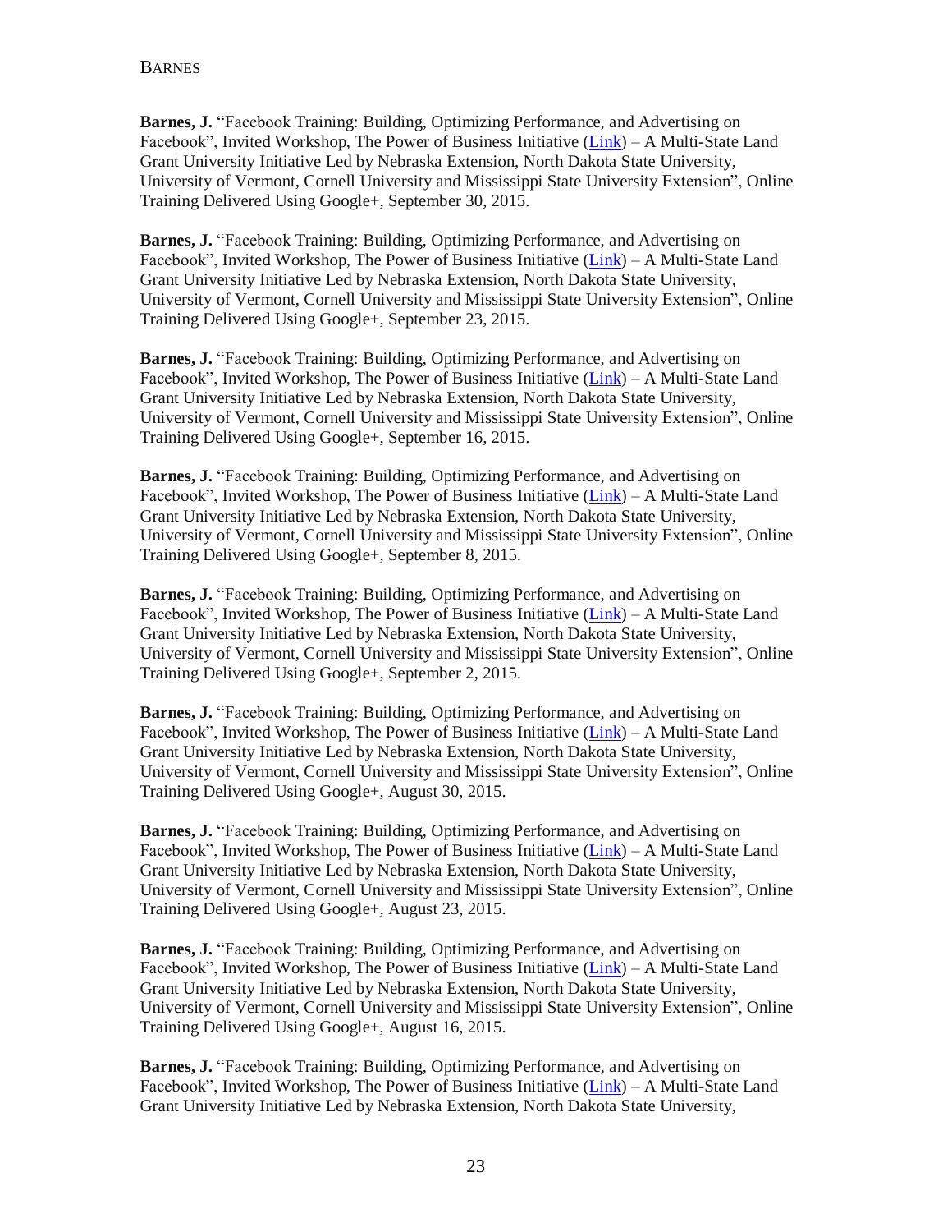**Barnes, J.** “Facebook Training: Building, Optimizing Performance, and Advertising on Facebook”, Invited Workshop, The Power of Business Initiative (Link) – A Multi-State Land Grant University Initiative Led by Nebraska Extension, North Dakota State University, University of Vermont, Cornell University and Mississippi State University Extension”, Online Training Delivered Using Google+, September 30, 2015.

**Barnes, J.** “Facebook Training: Building, Optimizing Performance, and Advertising on Facebook”, Invited Workshop, The Power of Business Initiative (Link) – A Multi-State Land Grant University Initiative Led by Nebraska Extension, North Dakota State University, University of Vermont, Cornell University and Mississippi State University Extension”, Online Training Delivered Using Google+, September 23, 2015.

**Barnes, J.** “Facebook Training: Building, Optimizing Performance, and Advertising on Facebook”, Invited Workshop, The Power of Business Initiative (Link) – A Multi-State Land Grant University Initiative Led by Nebraska Extension, North Dakota State University, University of Vermont, Cornell University and Mississippi State University Extension”, Online Training Delivered Using Google+, September 16, 2015.

**Barnes, J.** “Facebook Training: Building, Optimizing Performance, and Advertising on Facebook”, Invited Workshop, The Power of Business Initiative (Link) – A Multi-State Land Grant University Initiative Led by Nebraska Extension, North Dakota State University, University of Vermont, Cornell University and Mississippi State University Extension”, Online Training Delivered Using Google+, September 8, 2015.

**Barnes, J.** “Facebook Training: Building, Optimizing Performance, and Advertising on Facebook”, Invited Workshop, The Power of Business Initiative (Link) – A Multi-State Land Grant University Initiative Led by Nebraska Extension, North Dakota State University, University of Vermont, Cornell University and Mississippi State University Extension”, Online Training Delivered Using Google+, September 2, 2015.

**Barnes, J.** “Facebook Training: Building, Optimizing Performance, and Advertising on Facebook”, Invited Workshop, The Power of Business Initiative (Link) – A Multi-State Land Grant University Initiative Led by Nebraska Extension, North Dakota State University, University of Vermont, Cornell University and Mississippi State University Extension”, Online Training Delivered Using Google+, August 30, 2015.

**Barnes, J.** “Facebook Training: Building, Optimizing Performance, and Advertising on Facebook”, Invited Workshop, The Power of Business Initiative (Link) – A Multi-State Land Grant University Initiative Led by Nebraska Extension, North Dakota State University, University of Vermont, Cornell University and Mississippi State University Extension”, Online Training Delivered Using Google+, August 23, 2015.

**Barnes, J.** “Facebook Training: Building, Optimizing Performance, and Advertising on Facebook”, Invited Workshop, The Power of Business Initiative (Link) – A Multi-State Land Grant University Initiative Led by Nebraska Extension, North Dakota State University, University of Vermont, Cornell University and Mississippi State University Extension”, Online Training Delivered Using Google+, August 16, 2015.

**Barnes, J.** “Facebook Training: Building, Optimizing Performance, and Advertising on Facebook”, Invited Workshop, The Power of Business Initiative (Link) – A Multi-State Land Grant University Initiative Led by Nebraska Extension, North Dakota State University,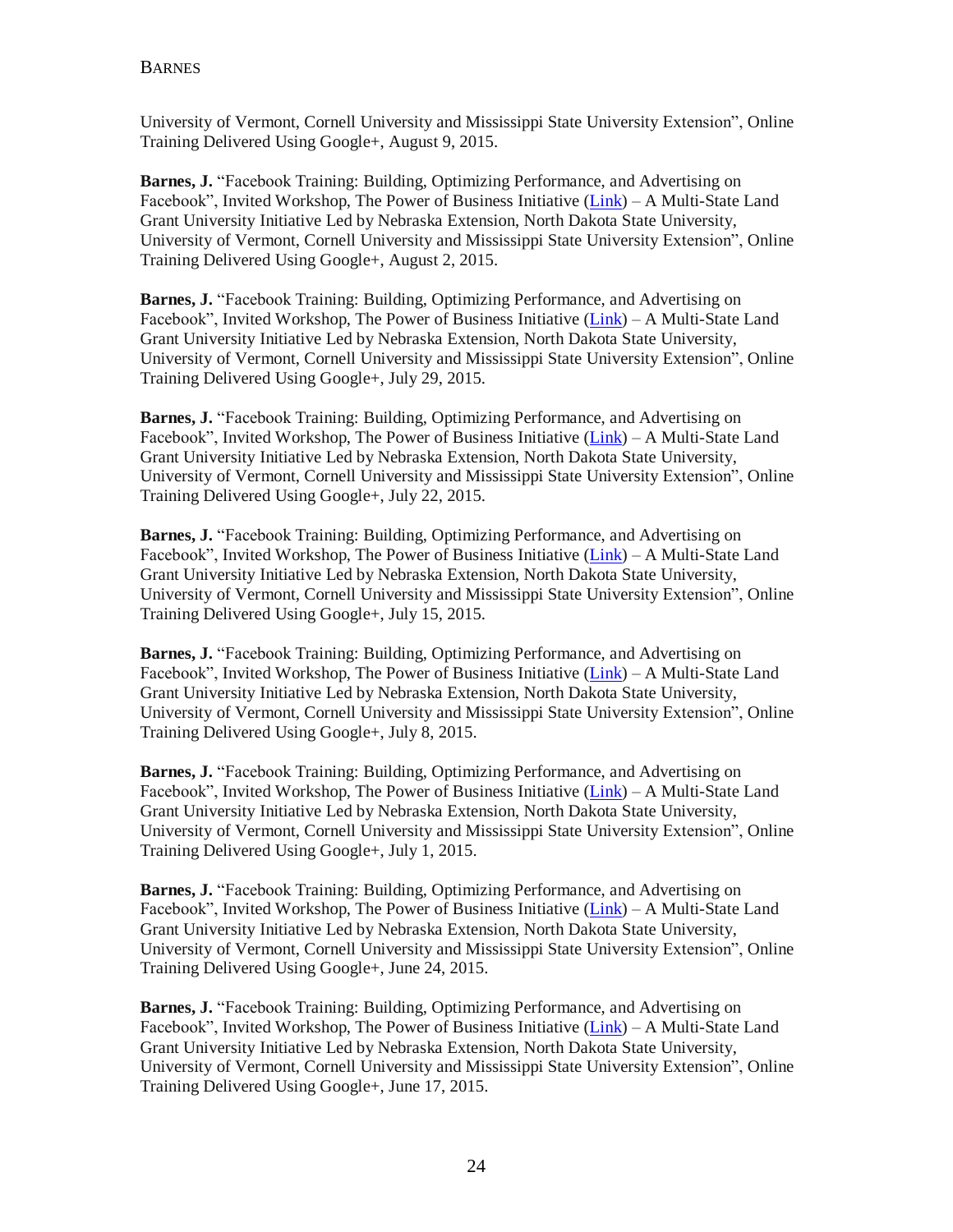University of Vermont, Cornell University and Mississippi State University Extension", Online Training Delivered Using Google+, August 9, 2015.

**Barnes, J.** "Facebook Training: Building, Optimizing Performance, and Advertising on Facebook", Invited Workshop, The Power of Business Initiative (Link) – A Multi-State Land Grant University Initiative Led by Nebraska Extension, North Dakota State University, University of Vermont, Cornell University and Mississippi State University Extension", Online Training Delivered Using Google+, August 2, 2015.

**Barnes, J.** "Facebook Training: Building, Optimizing Performance, and Advertising on Facebook", Invited Workshop, The Power of Business Initiative (Link) – A Multi-State Land Grant University Initiative Led by Nebraska Extension, North Dakota State University, University of Vermont, Cornell University and Mississippi State University Extension", Online Training Delivered Using Google+, July 29, 2015.

**Barnes, J.** "Facebook Training: Building, Optimizing Performance, and Advertising on Facebook", Invited Workshop, The Power of Business Initiative (Link) – A Multi-State Land Grant University Initiative Led by Nebraska Extension, North Dakota State University, University of Vermont, Cornell University and Mississippi State University Extension", Online Training Delivered Using Google+, July 22, 2015.

**Barnes, J.** "Facebook Training: Building, Optimizing Performance, and Advertising on Facebook", Invited Workshop, The Power of Business Initiative (Link) – A Multi-State Land Grant University Initiative Led by Nebraska Extension, North Dakota State University, University of Vermont, Cornell University and Mississippi State University Extension", Online Training Delivered Using Google+, July 15, 2015.

**Barnes, J.** "Facebook Training: Building, Optimizing Performance, and Advertising on Facebook", Invited Workshop, The Power of Business Initiative (Link) – A Multi-State Land Grant University Initiative Led by Nebraska Extension, North Dakota State University, University of Vermont, Cornell University and Mississippi State University Extension", Online Training Delivered Using Google+, July 8, 2015.

**Barnes, J.** "Facebook Training: Building, Optimizing Performance, and Advertising on Facebook", Invited Workshop, The Power of Business Initiative (Link) – A Multi-State Land Grant University Initiative Led by Nebraska Extension, North Dakota State University, University of Vermont, Cornell University and Mississippi State University Extension", Online Training Delivered Using Google+, July 1, 2015.

**Barnes, J.** "Facebook Training: Building, Optimizing Performance, and Advertising on Facebook", Invited Workshop, The Power of Business Initiative (Link) – A Multi-State Land Grant University Initiative Led by Nebraska Extension, North Dakota State University, University of Vermont, Cornell University and Mississippi State University Extension", Online Training Delivered Using Google+, June 24, 2015.

**Barnes, J.** "Facebook Training: Building, Optimizing Performance, and Advertising on Facebook", Invited Workshop, The Power of Business Initiative (Link) – A Multi-State Land Grant University Initiative Led by Nebraska Extension, North Dakota State University, University of Vermont, Cornell University and Mississippi State University Extension", Online Training Delivered Using Google+, June 17, 2015.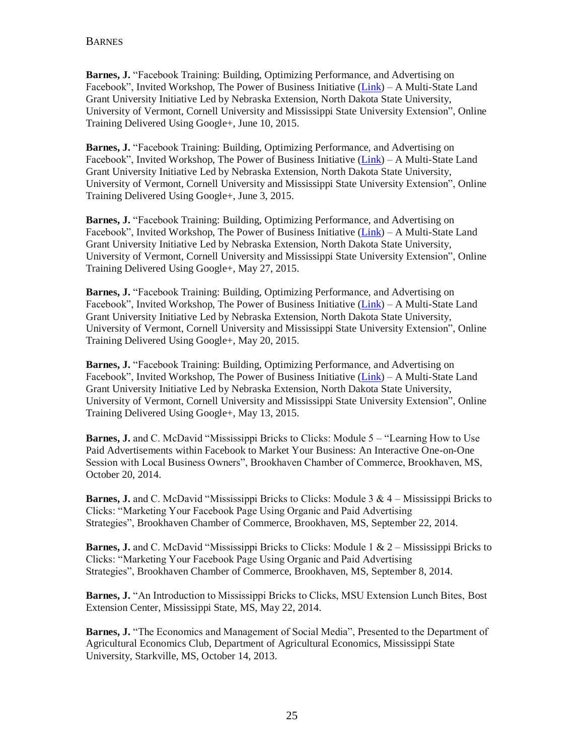**Barnes, J.** "Facebook Training: Building, Optimizing Performance, and Advertising on Facebook", Invited Workshop, The Power of Business Initiative (Link) – A Multi-State Land Grant University Initiative Led by Nebraska Extension, North Dakota State University, University of Vermont, Cornell University and Mississippi State University Extension", Online Training Delivered Using Google+, June 10, 2015.

**Barnes, J.** "Facebook Training: Building, Optimizing Performance, and Advertising on Facebook", Invited Workshop, The Power of Business Initiative (Link) – A Multi-State Land Grant University Initiative Led by Nebraska Extension, North Dakota State University, University of Vermont, Cornell University and Mississippi State University Extension", Online Training Delivered Using Google+, June 3, 2015.

**Barnes, J.** "Facebook Training: Building, Optimizing Performance, and Advertising on Facebook", Invited Workshop, The Power of Business Initiative (Link) – A Multi-State Land Grant University Initiative Led by Nebraska Extension, North Dakota State University, University of Vermont, Cornell University and Mississippi State University Extension", Online Training Delivered Using Google+, May 27, 2015.

**Barnes, J.** "Facebook Training: Building, Optimizing Performance, and Advertising on Facebook", Invited Workshop, The Power of Business Initiative (Link) – A Multi-State Land Grant University Initiative Led by Nebraska Extension, North Dakota State University, University of Vermont, Cornell University and Mississippi State University Extension", Online Training Delivered Using Google+, May 20, 2015.

**Barnes, J.** "Facebook Training: Building, Optimizing Performance, and Advertising on Facebook", Invited Workshop, The Power of Business Initiative (Link) – A Multi-State Land Grant University Initiative Led by Nebraska Extension, North Dakota State University, University of Vermont, Cornell University and Mississippi State University Extension", Online Training Delivered Using Google+, May 13, 2015.

**Barnes, J.** and C. McDavid "Mississippi Bricks to Clicks: Module 5 – "Learning How to Use Paid Advertisements within Facebook to Market Your Business: An Interactive One-on-One Session with Local Business Owners", Brookhaven Chamber of Commerce, Brookhaven, MS, October 20, 2014.

**Barnes, J.** and C. McDavid "Mississippi Bricks to Clicks: Module 3 & 4 – Mississippi Bricks to Clicks: "Marketing Your Facebook Page Using Organic and Paid Advertising Strategies", Brookhaven Chamber of Commerce, Brookhaven, MS, September 22, 2014.

**Barnes, J.** and C. McDavid "Mississippi Bricks to Clicks: Module 1 & 2 – Mississippi Bricks to Clicks: "Marketing Your Facebook Page Using Organic and Paid Advertising Strategies", Brookhaven Chamber of Commerce, Brookhaven, MS, September 8, 2014.

**Barnes, J.** "An Introduction to Mississippi Bricks to Clicks, MSU Extension Lunch Bites, Bost Extension Center, Mississippi State, MS, May 22, 2014.

**Barnes, J.** "The Economics and Management of Social Media", Presented to the Department of Agricultural Economics Club, Department of Agricultural Economics, Mississippi State University, Starkville, MS, October 14, 2013.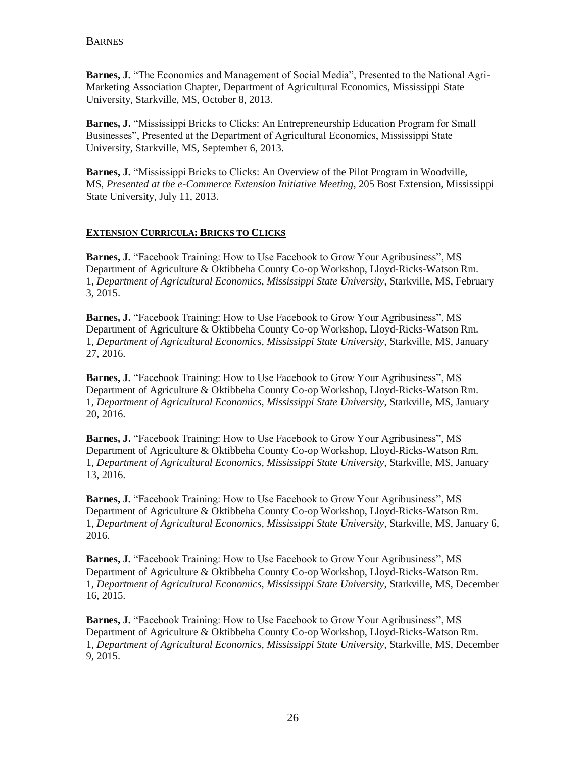**Barnes, J.** "The Economics and Management of Social Media", Presented to the National Agri-Marketing Association Chapter, Department of Agricultural Economics, Mississippi State University, Starkville, MS, October 8, 2013.

**Barnes, J.** "Mississippi Bricks to Clicks: An Entrepreneurship Education Program for Small Businesses", Presented at the Department of Agricultural Economics, Mississippi State University, Starkville, MS, September 6, 2013.

**Barnes, J.** "Mississippi Bricks to Clicks: An Overview of the Pilot Program in Woodville, MS, *Presented at the e-Commerce Extension Initiative Meeting*, 205 Bost Extension, Mississippi State University, July 11, 2013.

## EXTENSION CURRICULA: BRICKS TO CLICKS

**Barnes, J.** "Facebook Training: How to Use Facebook to Grow Your Agribusiness", MS Department of Agriculture & Oktibbeha County Co-op Workshop, Lloyd-Ricks-Watson Rm. 1, *Department of Agricultural Economics, Mississippi State University*, Starkville, MS, February 3, 2015.

**Barnes, J.** "Facebook Training: How to Use Facebook to Grow Your Agribusiness", MS Department of Agriculture & Oktibbeha County Co-op Workshop, Lloyd-Ricks-Watson Rm. 1, *Department of Agricultural Economics, Mississippi State University*, Starkville, MS, January 27, 2016.

**Barnes, J.** "Facebook Training: How to Use Facebook to Grow Your Agribusiness", MS Department of Agriculture & Oktibbeha County Co-op Workshop, Lloyd-Ricks-Watson Rm. 1, *Department of Agricultural Economics, Mississippi State University*, Starkville, MS, January 20, 2016.

**Barnes, J.** "Facebook Training: How to Use Facebook to Grow Your Agribusiness", MS Department of Agriculture & Oktibbeha County Co-op Workshop, Lloyd-Ricks-Watson Rm. 1, *Department of Agricultural Economics, Mississippi State University*, Starkville, MS, January 13, 2016.

**Barnes, J.** "Facebook Training: How to Use Facebook to Grow Your Agribusiness", MS Department of Agriculture & Oktibbeha County Co-op Workshop, Lloyd-Ricks-Watson Rm. 1, *Department of Agricultural Economics, Mississippi State University*, Starkville, MS, January 6, 2016.

**Barnes, J.** "Facebook Training: How to Use Facebook to Grow Your Agribusiness", MS Department of Agriculture & Oktibbeha County Co-op Workshop, Lloyd-Ricks-Watson Rm. 1, *Department of Agricultural Economics, Mississippi State University*, Starkville, MS, December 16, 2015.

**Barnes, J.** "Facebook Training: How to Use Facebook to Grow Your Agribusiness", MS Department of Agriculture & Oktibbeha County Co-op Workshop, Lloyd-Ricks-Watson Rm. 1, *Department of Agricultural Economics, Mississippi State University*, Starkville, MS, December 9, 2015.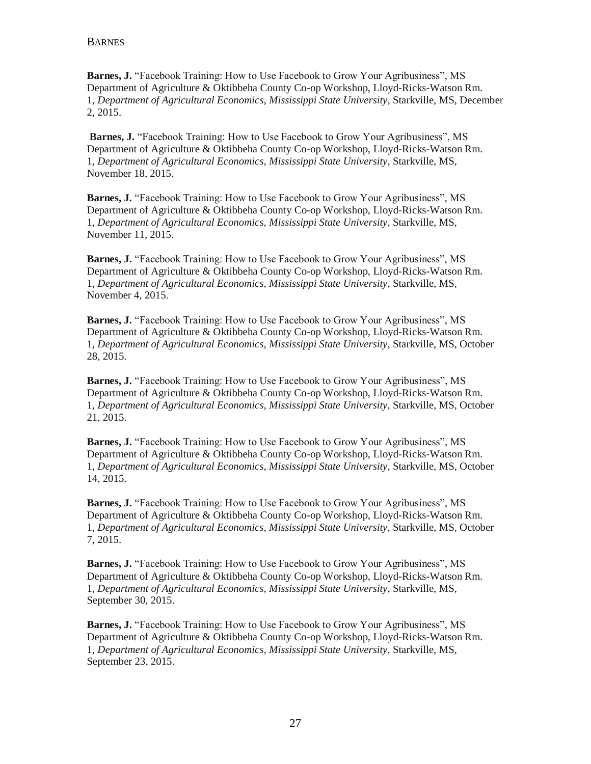**Barnes, J.** “Facebook Training: How to Use Facebook to Grow Your Agribusiness”, MS Department of Agriculture & Oktibbeha County Co-op Workshop, Lloyd-Ricks-Watson Rm. 1, *Department of Agricultural Economics, Mississippi State University*, Starkville, MS, December 2, 2015.

**Barnes, J.** “Facebook Training: How to Use Facebook to Grow Your Agribusiness”, MS Department of Agriculture & Oktibbeha County Co-op Workshop, Lloyd-Ricks-Watson Rm. 1, *Department of Agricultural Economics, Mississippi State University*, Starkville, MS, November 18, 2015.

**Barnes, J.** “Facebook Training: How to Use Facebook to Grow Your Agribusiness”, MS Department of Agriculture & Oktibbeha County Co-op Workshop, Lloyd-Ricks-Watson Rm. 1, *Department of Agricultural Economics, Mississippi State University*, Starkville, MS, November 11, 2015.

**Barnes, J.** “Facebook Training: How to Use Facebook to Grow Your Agribusiness”, MS Department of Agriculture & Oktibbeha County Co-op Workshop, Lloyd-Ricks-Watson Rm. 1, *Department of Agricultural Economics, Mississippi State University*, Starkville, MS, November 4, 2015.

**Barnes, J.** “Facebook Training: How to Use Facebook to Grow Your Agribusiness”, MS Department of Agriculture & Oktibbeha County Co-op Workshop, Lloyd-Ricks-Watson Rm. 1, *Department of Agricultural Economics, Mississippi State University*, Starkville, MS, October 28, 2015.

**Barnes, J.** “Facebook Training: How to Use Facebook to Grow Your Agribusiness”, MS Department of Agriculture & Oktibbeha County Co-op Workshop, Lloyd-Ricks-Watson Rm. 1, *Department of Agricultural Economics, Mississippi State University*, Starkville, MS, October 21, 2015.

**Barnes, J.** “Facebook Training: How to Use Facebook to Grow Your Agribusiness”, MS Department of Agriculture & Oktibbeha County Co-op Workshop, Lloyd-Ricks-Watson Rm. 1, *Department of Agricultural Economics, Mississippi State University*, Starkville, MS, October 14, 2015.

**Barnes, J.** “Facebook Training: How to Use Facebook to Grow Your Agribusiness”, MS Department of Agriculture & Oktibbeha County Co-op Workshop, Lloyd-Ricks-Watson Rm. 1, *Department of Agricultural Economics, Mississippi State University*, Starkville, MS, October 7, 2015.

**Barnes, J.** “Facebook Training: How to Use Facebook to Grow Your Agribusiness”, MS Department of Agriculture & Oktibbeha County Co-op Workshop, Lloyd-Ricks-Watson Rm. 1, *Department of Agricultural Economics, Mississippi State University*, Starkville, MS, September 30, 2015.

**Barnes, J.** “Facebook Training: How to Use Facebook to Grow Your Agribusiness”, MS Department of Agriculture & Oktibbeha County Co-op Workshop, Lloyd-Ricks-Watson Rm. 1, *Department of Agricultural Economics, Mississippi State University*, Starkville, MS, September 23, 2015.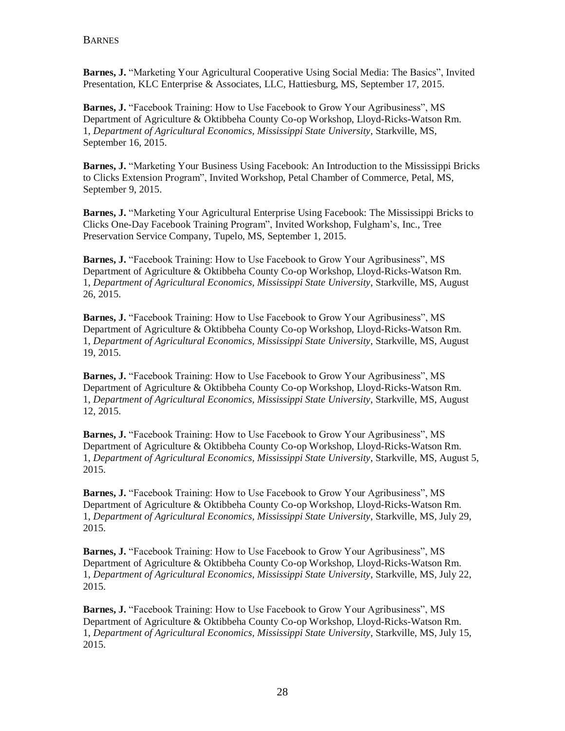**Barnes, J.** "Marketing Your Agricultural Cooperative Using Social Media: The Basics", Invited Presentation, KLC Enterprise & Associates, LLC, Hattiesburg, MS, September 17, 2015.

**Barnes, J.** "Facebook Training: How to Use Facebook to Grow Your Agribusiness", MS Department of Agriculture & Oktibbeha County Co-op Workshop, Lloyd-Ricks-Watson Rm. 1, *Department of Agricultural Economics, Mississippi State University*, Starkville, MS, September 16, 2015.

**Barnes, J.** "Marketing Your Business Using Facebook: An Introduction to the Mississippi Bricks to Clicks Extension Program", Invited Workshop, Petal Chamber of Commerce, Petal, MS, September 9, 2015.

**Barnes, J.** "Marketing Your Agricultural Enterprise Using Facebook: The Mississippi Bricks to Clicks One-Day Facebook Training Program", Invited Workshop, Fulgham's, Inc., Tree Preservation Service Company, Tupelo, MS, September 1, 2015.

**Barnes, J.** "Facebook Training: How to Use Facebook to Grow Your Agribusiness", MS Department of Agriculture & Oktibbeha County Co-op Workshop, Lloyd-Ricks-Watson Rm. 1, *Department of Agricultural Economics, Mississippi State University*, Starkville, MS, August 26, 2015.

**Barnes, J.** "Facebook Training: How to Use Facebook to Grow Your Agribusiness", MS Department of Agriculture & Oktibbeha County Co-op Workshop, Lloyd-Ricks-Watson Rm. 1, *Department of Agricultural Economics, Mississippi State University*, Starkville, MS, August 19, 2015.

**Barnes, J.** "Facebook Training: How to Use Facebook to Grow Your Agribusiness", MS Department of Agriculture & Oktibbeha County Co-op Workshop, Lloyd-Ricks-Watson Rm. 1, *Department of Agricultural Economics, Mississippi State University*, Starkville, MS, August 12, 2015.

**Barnes, J.** "Facebook Training: How to Use Facebook to Grow Your Agribusiness", MS Department of Agriculture & Oktibbeha County Co-op Workshop, Lloyd-Ricks-Watson Rm. 1, *Department of Agricultural Economics, Mississippi State University*, Starkville, MS, August 5, 2015.

**Barnes, J.** "Facebook Training: How to Use Facebook to Grow Your Agribusiness", MS Department of Agriculture & Oktibbeha County Co-op Workshop, Lloyd-Ricks-Watson Rm. 1, *Department of Agricultural Economics, Mississippi State University*, Starkville, MS, July 29, 2015.

**Barnes, J.** "Facebook Training: How to Use Facebook to Grow Your Agribusiness", MS Department of Agriculture & Oktibbeha County Co-op Workshop, Lloyd-Ricks-Watson Rm. 1, *Department of Agricultural Economics, Mississippi State University*, Starkville, MS, July 22, 2015.

**Barnes, J.** "Facebook Training: How to Use Facebook to Grow Your Agribusiness", MS Department of Agriculture & Oktibbeha County Co-op Workshop, Lloyd-Ricks-Watson Rm. 1, *Department of Agricultural Economics, Mississippi State University*, Starkville, MS, July 15, 2015.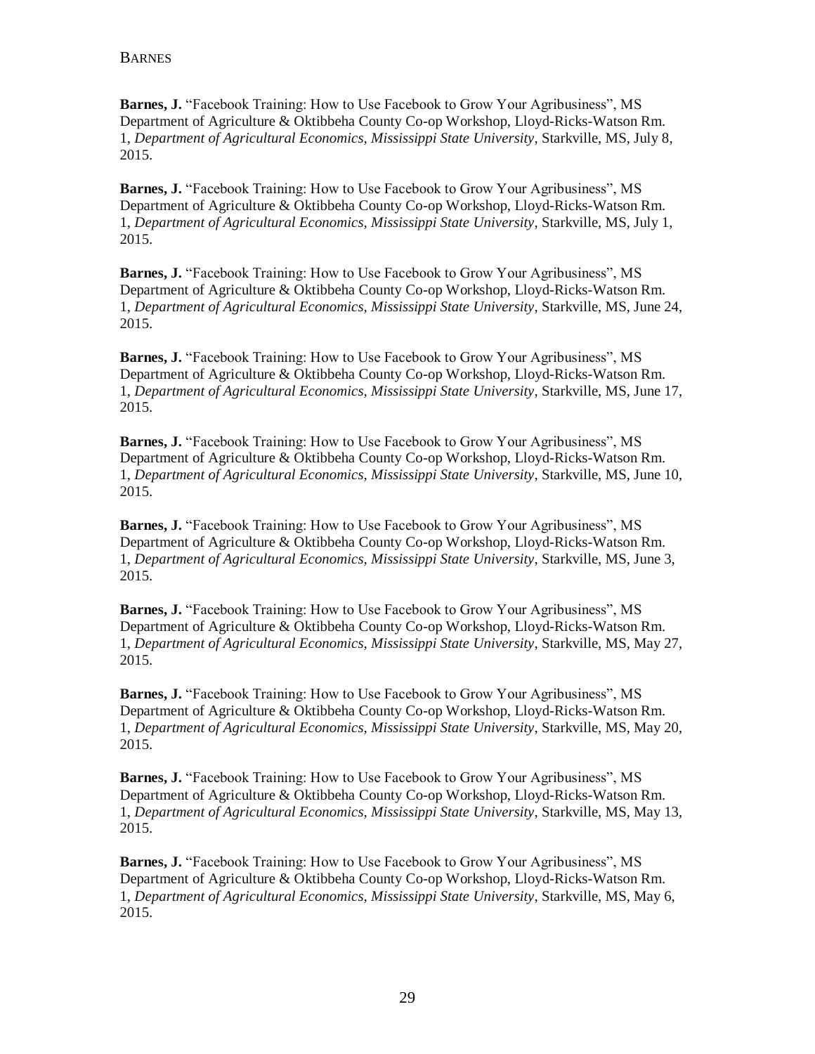**Barnes, J.** "Facebook Training: How to Use Facebook to Grow Your Agribusiness", MS Department of Agriculture & Oktibbeha County Co-op Workshop, Lloyd-Ricks-Watson Rm. 1, *Department of Agricultural Economics, Mississippi State University*, Starkville, MS, July 8, 2015.

**Barnes, J.** "Facebook Training: How to Use Facebook to Grow Your Agribusiness", MS Department of Agriculture & Oktibbeha County Co-op Workshop, Lloyd-Ricks-Watson Rm. 1, *Department of Agricultural Economics, Mississippi State University*, Starkville, MS, July 1, 2015.

**Barnes, J.** "Facebook Training: How to Use Facebook to Grow Your Agribusiness", MS Department of Agriculture & Oktibbeha County Co-op Workshop, Lloyd-Ricks-Watson Rm. 1, *Department of Agricultural Economics, Mississippi State University*, Starkville, MS, June 24, 2015.

**Barnes, J.** "Facebook Training: How to Use Facebook to Grow Your Agribusiness", MS Department of Agriculture & Oktibbeha County Co-op Workshop, Lloyd-Ricks-Watson Rm. 1, *Department of Agricultural Economics, Mississippi State University*, Starkville, MS, June 17, 2015.

**Barnes, J.** "Facebook Training: How to Use Facebook to Grow Your Agribusiness", MS Department of Agriculture & Oktibbeha County Co-op Workshop, Lloyd-Ricks-Watson Rm. 1, *Department of Agricultural Economics, Mississippi State University*, Starkville, MS, June 10, 2015.

**Barnes, J.** "Facebook Training: How to Use Facebook to Grow Your Agribusiness", MS Department of Agriculture & Oktibbeha County Co-op Workshop, Lloyd-Ricks-Watson Rm. 1, *Department of Agricultural Economics, Mississippi State University*, Starkville, MS, June 3, 2015.

**Barnes, J.** "Facebook Training: How to Use Facebook to Grow Your Agribusiness", MS Department of Agriculture & Oktibbeha County Co-op Workshop, Lloyd-Ricks-Watson Rm. 1, *Department of Agricultural Economics, Mississippi State University*, Starkville, MS, May 27, 2015.

**Barnes, J.** "Facebook Training: How to Use Facebook to Grow Your Agribusiness", MS Department of Agriculture & Oktibbeha County Co-op Workshop, Lloyd-Ricks-Watson Rm. 1, *Department of Agricultural Economics, Mississippi State University*, Starkville, MS, May 20, 2015.

**Barnes, J.** "Facebook Training: How to Use Facebook to Grow Your Agribusiness", MS Department of Agriculture & Oktibbeha County Co-op Workshop, Lloyd-Ricks-Watson Rm. 1, *Department of Agricultural Economics, Mississippi State University*, Starkville, MS, May 13, 2015.

**Barnes, J.** "Facebook Training: How to Use Facebook to Grow Your Agribusiness", MS Department of Agriculture & Oktibbeha County Co-op Workshop, Lloyd-Ricks-Watson Rm. 1, *Department of Agricultural Economics, Mississippi State University*, Starkville, MS, May 6, 2015.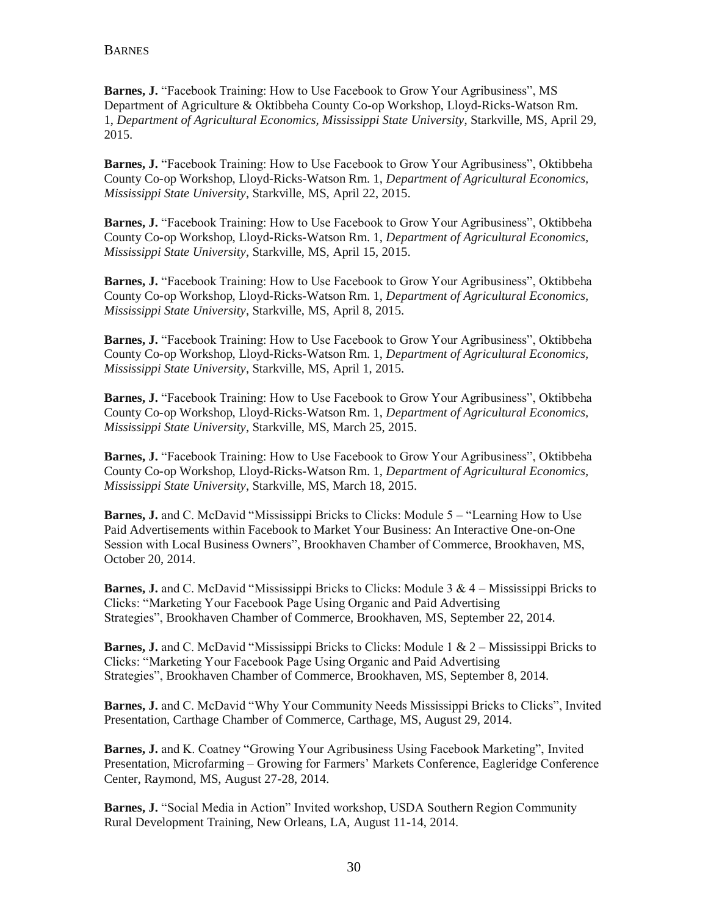**Barnes, J.** “Facebook Training: How to Use Facebook to Grow Your Agribusiness”, MS Department of Agriculture & Oktibbeha County Co-op Workshop, Lloyd-Ricks-Watson Rm. 1, *Department of Agricultural Economics, Mississippi State University*, Starkville, MS, April 29, 2015.

**Barnes, J.** “Facebook Training: How to Use Facebook to Grow Your Agribusiness”, Oktibbeha County Co-op Workshop, Lloyd-Ricks-Watson Rm. 1, *Department of Agricultural Economics, Mississippi State University*, Starkville, MS, April 22, 2015.

**Barnes, J.** “Facebook Training: How to Use Facebook to Grow Your Agribusiness”, Oktibbeha County Co-op Workshop, Lloyd-Ricks-Watson Rm. 1, *Department of Agricultural Economics, Mississippi State University*, Starkville, MS, April 15, 2015.

**Barnes, J.** “Facebook Training: How to Use Facebook to Grow Your Agribusiness”, Oktibbeha County Co-op Workshop, Lloyd-Ricks-Watson Rm. 1, *Department of Agricultural Economics, Mississippi State University*, Starkville, MS, April 8, 2015.

**Barnes, J.** “Facebook Training: How to Use Facebook to Grow Your Agribusiness”, Oktibbeha County Co-op Workshop, Lloyd-Ricks-Watson Rm. 1, *Department of Agricultural Economics, Mississippi State University*, Starkville, MS, April 1, 2015.

**Barnes, J.** “Facebook Training: How to Use Facebook to Grow Your Agribusiness”, Oktibbeha County Co-op Workshop, Lloyd-Ricks-Watson Rm. 1, *Department of Agricultural Economics, Mississippi State University*, Starkville, MS, March 25, 2015.

**Barnes, J.** “Facebook Training: How to Use Facebook to Grow Your Agribusiness”, Oktibbeha County Co-op Workshop, Lloyd-Ricks-Watson Rm. 1, *Department of Agricultural Economics, Mississippi State University*, Starkville, MS, March 18, 2015.

**Barnes, J.** and C. McDavid “Mississippi Bricks to Clicks: Module 5 – “Learning How to Use Paid Advertisements within Facebook to Market Your Business: An Interactive One-on-One Session with Local Business Owners”, Brookhaven Chamber of Commerce, Brookhaven, MS, October 20, 2014.

**Barnes, J.** and C. McDavid “Mississippi Bricks to Clicks: Module 3 & 4 – Mississippi Bricks to Clicks: “Marketing Your Facebook Page Using Organic and Paid Advertising Strategies”, Brookhaven Chamber of Commerce, Brookhaven, MS, September 22, 2014.

**Barnes, J.** and C. McDavid “Mississippi Bricks to Clicks: Module 1 & 2 – Mississippi Bricks to Clicks: “Marketing Your Facebook Page Using Organic and Paid Advertising Strategies”, Brookhaven Chamber of Commerce, Brookhaven, MS, September 8, 2014.

**Barnes, J.** and C. McDavid “Why Your Community Needs Mississippi Bricks to Clicks”, Invited Presentation, Carthage Chamber of Commerce, Carthage, MS, August 29, 2014.

**Barnes, J.** and K. Coatney “Growing Your Agribusiness Using Facebook Marketing”, Invited Presentation, Microfarming – Growing for Farmers’ Markets Conference, Eagleridge Conference Center, Raymond, MS, August 27-28, 2014.

**Barnes, J.** “Social Media in Action” Invited workshop, USDA Southern Region Community Rural Development Training, New Orleans, LA, August 11-14, 2014.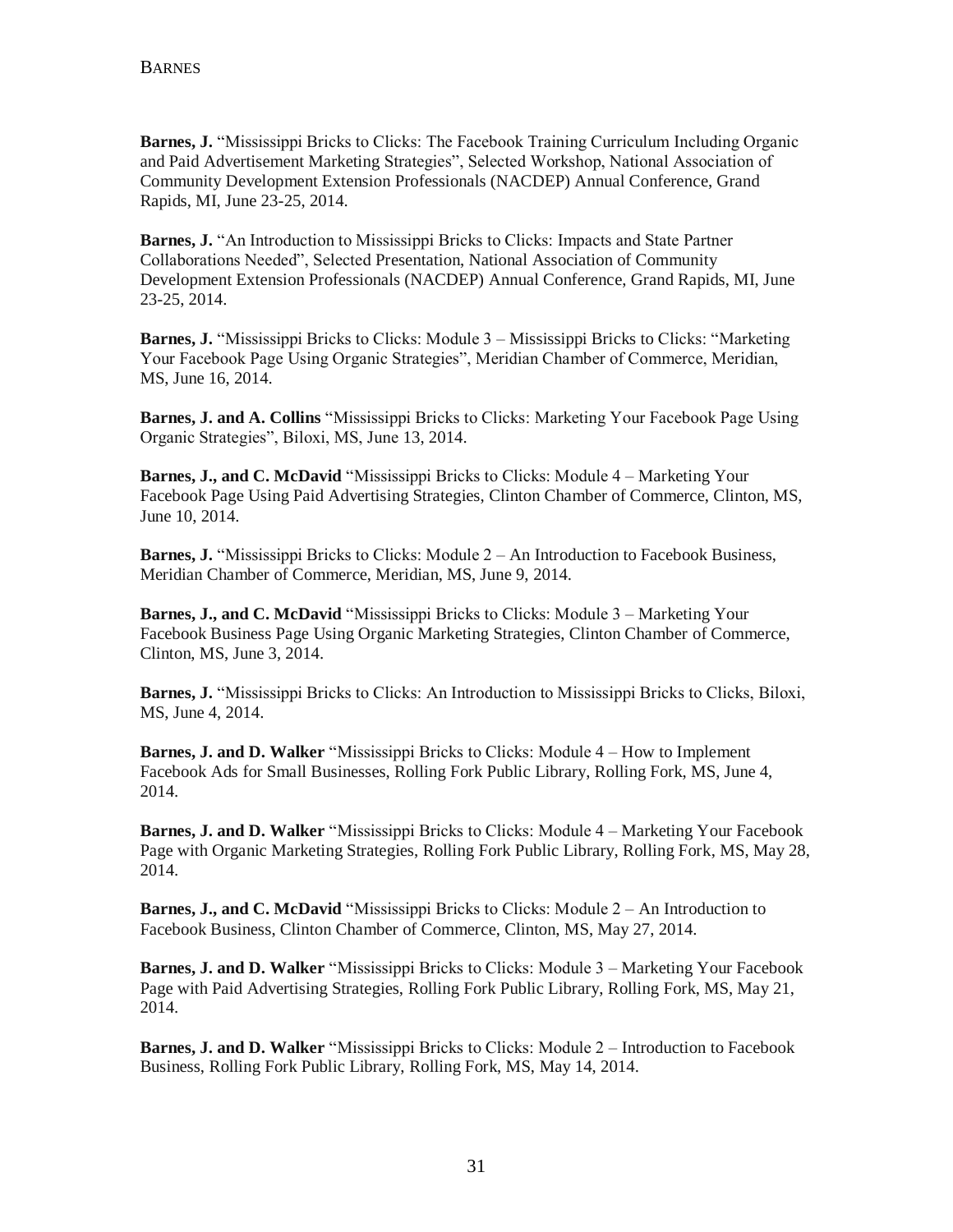**Barnes, J.** “Mississippi Bricks to Clicks: The Facebook Training Curriculum Including Organic and Paid Advertisement Marketing Strategies”, Selected Workshop, National Association of Community Development Extension Professionals (NACDEP) Annual Conference, Grand Rapids, MI, June 23-25, 2014.

**Barnes, J.** “An Introduction to Mississippi Bricks to Clicks: Impacts and State Partner Collaborations Needed”, Selected Presentation, National Association of Community Development Extension Professionals (NACDEP) Annual Conference, Grand Rapids, MI, June 23-25, 2014.

**Barnes, J.** “Mississippi Bricks to Clicks: Module 3 – Mississippi Bricks to Clicks: “Marketing Your Facebook Page Using Organic Strategies”, Meridian Chamber of Commerce, Meridian, MS, June 16, 2014.

**Barnes, J. and A. Collins** “Mississippi Bricks to Clicks: Marketing Your Facebook Page Using Organic Strategies”, Biloxi, MS, June 13, 2014.

**Barnes, J., and C. McDavid** “Mississippi Bricks to Clicks: Module 4 – Marketing Your Facebook Page Using Paid Advertising Strategies, Clinton Chamber of Commerce, Clinton, MS, June 10, 2014.

**Barnes, J.** “Mississippi Bricks to Clicks: Module 2 – An Introduction to Facebook Business, Meridian Chamber of Commerce, Meridian, MS, June 9, 2014.

**Barnes, J., and C. McDavid** “Mississippi Bricks to Clicks: Module 3 – Marketing Your Facebook Business Page Using Organic Marketing Strategies, Clinton Chamber of Commerce, Clinton, MS, June 3, 2014.

**Barnes, J.** “Mississippi Bricks to Clicks: An Introduction to Mississippi Bricks to Clicks, Biloxi, MS, June 4, 2014.

**Barnes, J. and D. Walker** “Mississippi Bricks to Clicks: Module 4 – How to Implement Facebook Ads for Small Businesses, Rolling Fork Public Library, Rolling Fork, MS, June 4, 2014.

**Barnes, J. and D. Walker** “Mississippi Bricks to Clicks: Module 4 – Marketing Your Facebook Page with Organic Marketing Strategies, Rolling Fork Public Library, Rolling Fork, MS, May 28, 2014.

**Barnes, J., and C. McDavid** “Mississippi Bricks to Clicks: Module 2 – An Introduction to Facebook Business, Clinton Chamber of Commerce, Clinton, MS, May 27, 2014.

**Barnes, J. and D. Walker** “Mississippi Bricks to Clicks: Module 3 – Marketing Your Facebook Page with Paid Advertising Strategies, Rolling Fork Public Library, Rolling Fork, MS, May 21, 2014.

**Barnes, J. and D. Walker** “Mississippi Bricks to Clicks: Module 2 – Introduction to Facebook Business, Rolling Fork Public Library, Rolling Fork, MS, May 14, 2014.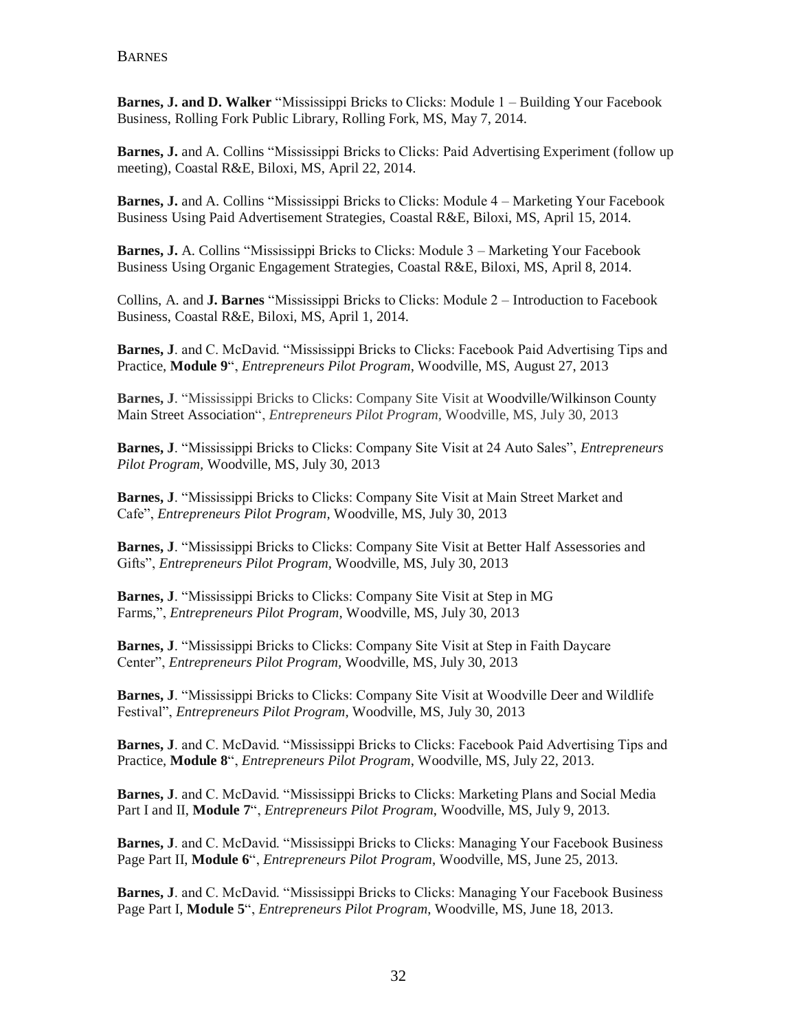**Barnes, J. and D. Walker** "Mississippi Bricks to Clicks: Module 1 – Building Your Facebook Business, Rolling Fork Public Library, Rolling Fork, MS, May 7, 2014.

**Barnes, J.** and A. Collins "Mississippi Bricks to Clicks: Paid Advertising Experiment (follow up meeting), Coastal R&E, Biloxi, MS, April 22, 2014.

**Barnes, J.** and A. Collins "Mississippi Bricks to Clicks: Module 4 – Marketing Your Facebook Business Using Paid Advertisement Strategies, Coastal R&E, Biloxi, MS, April 15, 2014.

**Barnes, J.** A. Collins "Mississippi Bricks to Clicks: Module 3 – Marketing Your Facebook Business Using Organic Engagement Strategies, Coastal R&E, Biloxi, MS, April 8, 2014.

Collins, A. and **J. Barnes** "Mississippi Bricks to Clicks: Module 2 – Introduction to Facebook Business, Coastal R&E, Biloxi, MS, April 1, 2014.

**Barnes, J**. and C. McDavid. "Mississippi Bricks to Clicks: Facebook Paid Advertising Tips and Practice, **Module 9**", *Entrepreneurs Pilot Program*, Woodville, MS, August 27, 2013

**Barnes, J**. "Mississippi Bricks to Clicks: Company Site Visit at Woodville/Wilkinson County Main Street Association", *Entrepreneurs Pilot Program*, Woodville, MS, July 30, 2013

**Barnes, J**. "Mississippi Bricks to Clicks: Company Site Visit at 24 Auto Sales", *Entrepreneurs Pilot Program*, Woodville, MS, July 30, 2013

**Barnes, J**. "Mississippi Bricks to Clicks: Company Site Visit at Main Street Market and Cafe", *Entrepreneurs Pilot Program*, Woodville, MS, July 30, 2013

**Barnes, J**. "Mississippi Bricks to Clicks: Company Site Visit at Better Half Assessories and Gifts", *Entrepreneurs Pilot Program*, Woodville, MS, July 30, 2013

**Barnes, J**. "Mississippi Bricks to Clicks: Company Site Visit at Step in MG Farms,", *Entrepreneurs Pilot Program*, Woodville, MS, July 30, 2013

**Barnes, J**. "Mississippi Bricks to Clicks: Company Site Visit at Step in Faith Daycare Center", *Entrepreneurs Pilot Program*, Woodville, MS, July 30, 2013

**Barnes, J**. "Mississippi Bricks to Clicks: Company Site Visit at Woodville Deer and Wildlife Festival", *Entrepreneurs Pilot Program*, Woodville, MS, July 30, 2013

**Barnes, J**. and C. McDavid. "Mississippi Bricks to Clicks: Facebook Paid Advertising Tips and Practice, **Module 8**", *Entrepreneurs Pilot Program*, Woodville, MS, July 22, 2013.

**Barnes, J**. and C. McDavid. "Mississippi Bricks to Clicks: Marketing Plans and Social Media Part I and II, **Module 7**", *Entrepreneurs Pilot Program*, Woodville, MS, July 9, 2013.

**Barnes, J**. and C. McDavid. "Mississippi Bricks to Clicks: Managing Your Facebook Business Page Part II, **Module 6**", *Entrepreneurs Pilot Program*, Woodville, MS, June 25, 2013.

**Barnes, J**. and C. McDavid. "Mississippi Bricks to Clicks: Managing Your Facebook Business Page Part I, **Module 5**", *Entrepreneurs Pilot Program*, Woodville, MS, June 18, 2013.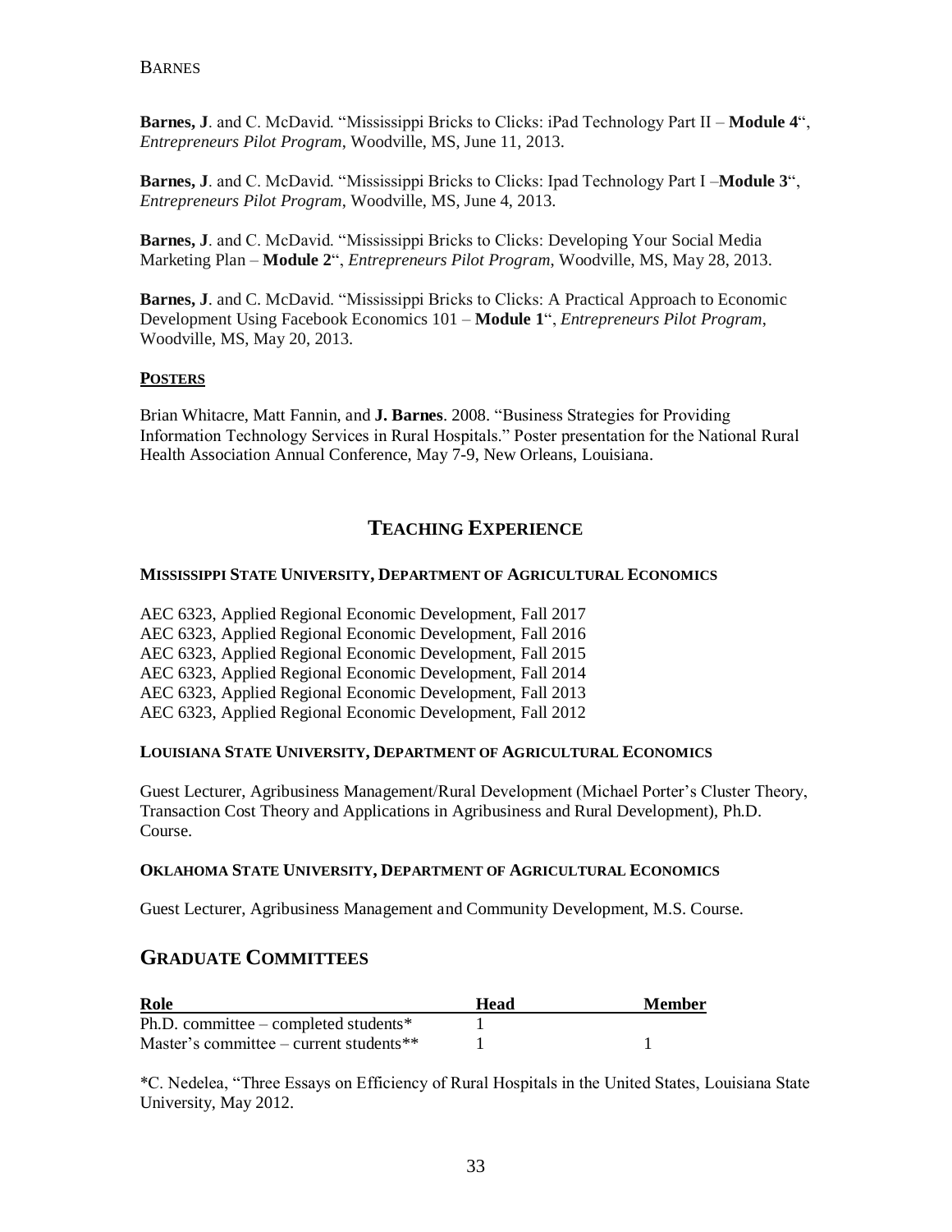**Barnes, J**. and C. McDavid. "Mississippi Bricks to Clicks: iPad Technology Part II – **Module 4**", *Entrepreneurs Pilot Program*, Woodville, MS, June 11, 2013.

**Barnes, J**. and C. McDavid. "Mississippi Bricks to Clicks: Ipad Technology Part I –**Module 3**", *Entrepreneurs Pilot Program*, Woodville, MS, June 4, 2013.

**Barnes, J**. and C. McDavid. "Mississippi Bricks to Clicks: Developing Your Social Media Marketing Plan – **Module 2**", *Entrepreneurs Pilot Program*, Woodville, MS, May 28, 2013.

**Barnes, J**. and C. McDavid. "Mississippi Bricks to Clicks: A Practical Approach to Economic Development Using Facebook Economics 101 – **Module 1**", *Entrepreneurs Pilot Program*, Woodville, MS, May 20, 2013.

### POSTERS

Brian Whitacre, Matt Fannin, and **J. Barnes**. 2008. "Business Strategies for Providing Information Technology Services in Rural Hospitals." Poster presentation for the National Rural Health Association Annual Conference, May 7-9, New Orleans, Louisiana.

## TEACHING EXPERIENCE

### MISSISSIPPI STATE UNIVERSITY, DEPARTMENT OF AGRICULTURAL ECONOMICS

AEC 6323, Applied Regional Economic Development, Fall 2017
AEC 6323, Applied Regional Economic Development, Fall 2016
AEC 6323, Applied Regional Economic Development, Fall 2015
AEC 6323, Applied Regional Economic Development, Fall 2014
AEC 6323, Applied Regional Economic Development, Fall 2013
AEC 6323, Applied Regional Economic Development, Fall 2012

### LOUISIANA STATE UNIVERSITY, DEPARTMENT OF AGRICULTURAL ECONOMICS

Guest Lecturer, Agribusiness Management/Rural Development (Michael Porter's Cluster Theory, Transaction Cost Theory and Applications in Agribusiness and Rural Development), Ph.D. Course.

### OKLAHOMA STATE UNIVERSITY, DEPARTMENT OF AGRICULTURAL ECONOMICS

Guest Lecturer, Agribusiness Management and Community Development, M.S. Course.

## GRADUATE COMMITTEES

| Role | Head | Member |
|---|---|---|
| Ph.D. committee – completed students* | 1 | |
| Master's committee – current students** | 1 | 1 |

*C. Nedelea, "Three Essays on Efficiency of Rural Hospitals in the United States, Louisiana State University, May 2012.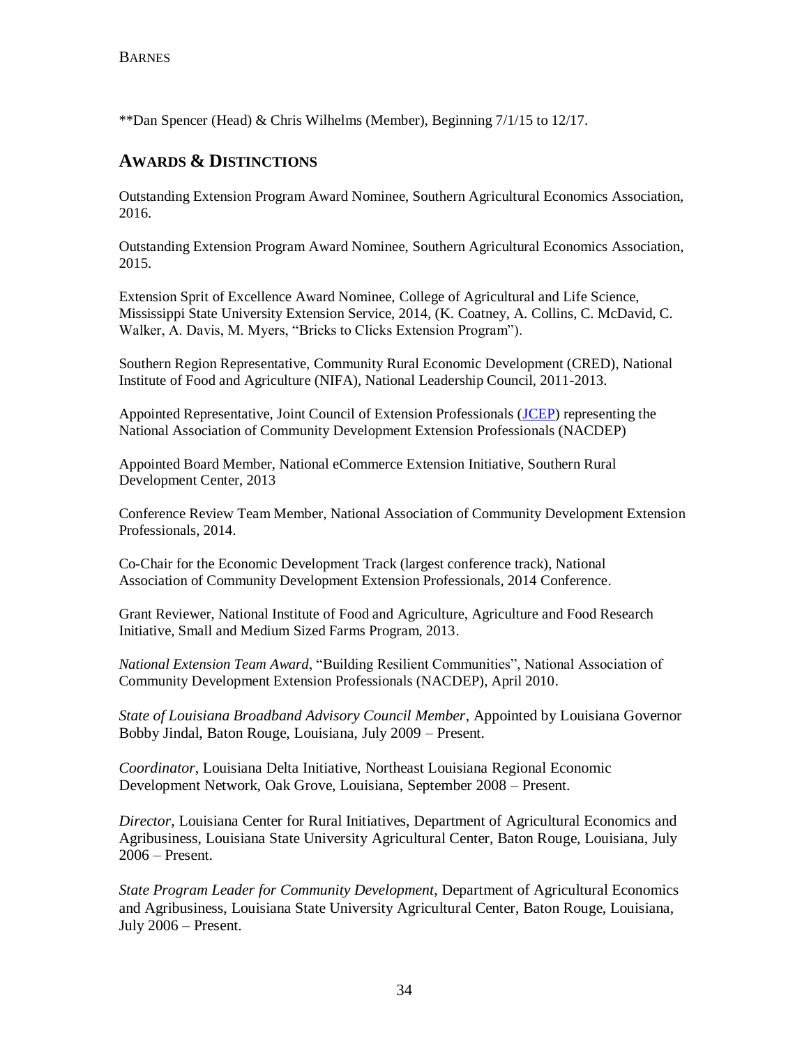**Dan Spencer (Head) & Chris Wilhelms (Member), Beginning 7/1/15 to 12/17.

## AWARDS & DISTINCTIONS

Outstanding Extension Program Award Nominee, Southern Agricultural Economics Association, 2016.

Outstanding Extension Program Award Nominee, Southern Agricultural Economics Association, 2015.

Extension Sprit of Excellence Award Nominee, College of Agricultural and Life Science, Mississippi State University Extension Service, 2014, (K. Coatney, A. Collins, C. McDavid, C. Walker, A. Davis, M. Myers, "Bricks to Clicks Extension Program").

Southern Region Representative, Community Rural Economic Development (CRED), National Institute of Food and Agriculture (NIFA), National Leadership Council, 2011-2013.

Appointed Representative, Joint Council of Extension Professionals (JCEP) representing the National Association of Community Development Extension Professionals (NACDEP)

Appointed Board Member, National eCommerce Extension Initiative, Southern Rural Development Center, 2013

Conference Review Team Member, National Association of Community Development Extension Professionals, 2014.

Co-Chair for the Economic Development Track (largest conference track), National Association of Community Development Extension Professionals, 2014 Conference.

Grant Reviewer, National Institute of Food and Agriculture, Agriculture and Food Research Initiative, Small and Medium Sized Farms Program, 2013.

*National Extension Team Award*, "Building Resilient Communities", National Association of Community Development Extension Professionals (NACDEP), April 2010.

*State of Louisiana Broadband Advisory Council Member*, Appointed by Louisiana Governor Bobby Jindal, Baton Rouge, Louisiana, July 2009 – Present.

*Coordinator*, Louisiana Delta Initiative, Northeast Louisiana Regional Economic Development Network, Oak Grove, Louisiana, September 2008 – Present.

*Director*, Louisiana Center for Rural Initiatives, Department of Agricultural Economics and Agribusiness, Louisiana State University Agricultural Center, Baton Rouge, Louisiana, July 2006 – Present.

*State Program Leader for Community Development*, Department of Agricultural Economics and Agribusiness, Louisiana State University Agricultural Center, Baton Rouge, Louisiana, July 2006 – Present.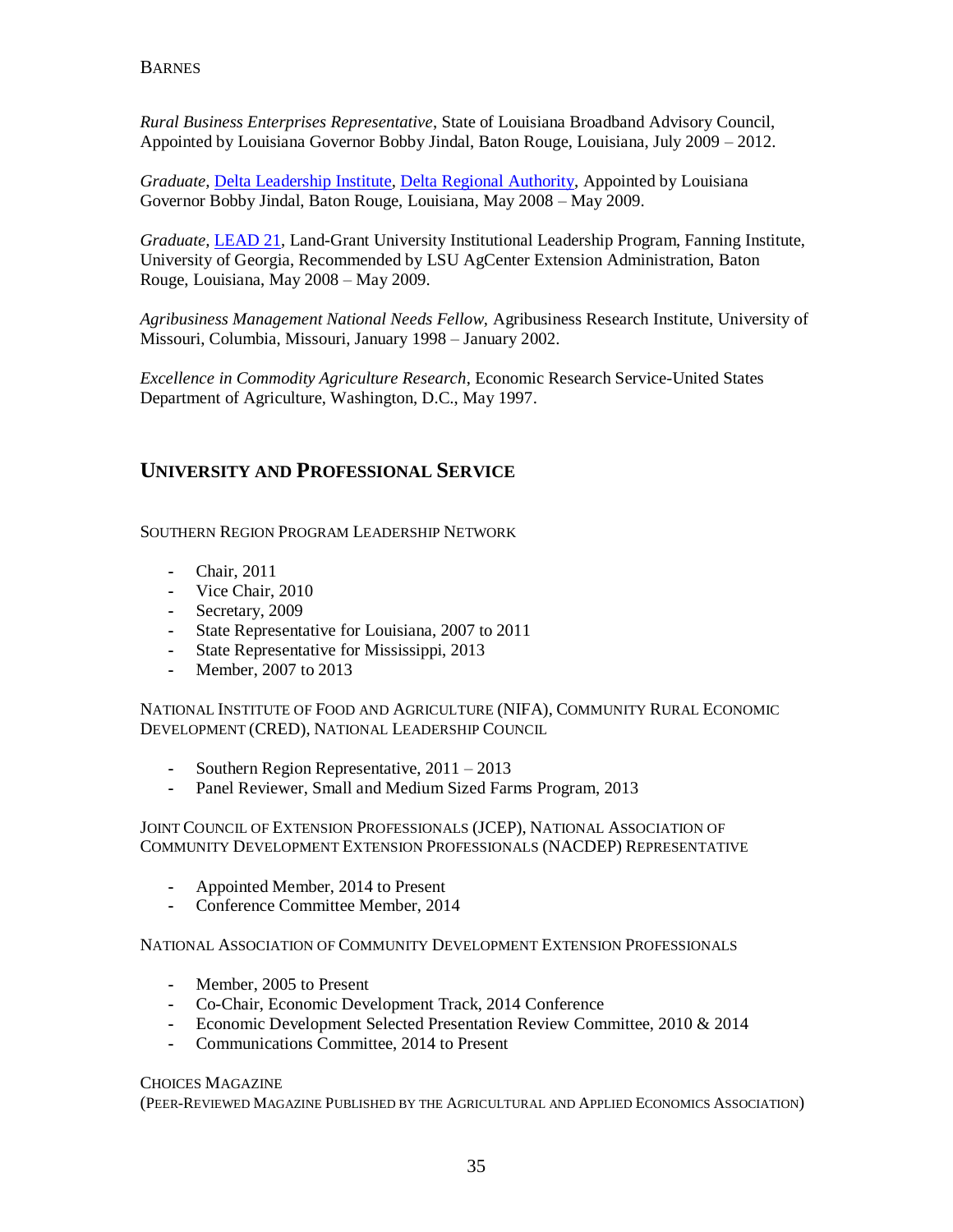*Rural Business Enterprises Representative*, State of Louisiana Broadband Advisory Council, Appointed by Louisiana Governor Bobby Jindal, Baton Rouge, Louisiana, July 2009 – 2012.

*Graduate*, Delta Leadership Institute, Delta Regional Authority, Appointed by Louisiana Governor Bobby Jindal, Baton Rouge, Louisiana, May 2008 – May 2009.

*Graduate*, LEAD 21, Land-Grant University Institutional Leadership Program, Fanning Institute, University of Georgia, Recommended by LSU AgCenter Extension Administration, Baton Rouge, Louisiana, May 2008 – May 2009.

*Agribusiness Management National Needs Fellow*, Agribusiness Research Institute, University of Missouri, Columbia, Missouri, January 1998 – January 2002.

*Excellence in Commodity Agriculture Research*, Economic Research Service-United States Department of Agriculture, Washington, D.C., May 1997.

## UNIVERSITY AND PROFESSIONAL SERVICE

SOUTHERN REGION PROGRAM LEADERSHIP NETWORK

- Chair, 2011
- Vice Chair, 2010
- Secretary, 2009
- State Representative for Louisiana, 2007 to 2011
- State Representative for Mississippi, 2013
- Member, 2007 to 2013

NATIONAL INSTITUTE OF FOOD AND AGRICULTURE (NIFA), COMMUNITY RURAL ECONOMIC DEVELOPMENT (CRED), NATIONAL LEADERSHIP COUNCIL

- Southern Region Representative, 2011 – 2013
- Panel Reviewer, Small and Medium Sized Farms Program, 2013

JOINT COUNCIL OF EXTENSION PROFESSIONALS (JCEP), NATIONAL ASSOCIATION OF COMMUNITY DEVELOPMENT EXTENSION PROFESSIONALS (NACDEP) REPRESENTATIVE

- Appointed Member, 2014 to Present
- Conference Committee Member, 2014

NATIONAL ASSOCIATION OF COMMUNITY DEVELOPMENT EXTENSION PROFESSIONALS

- Member, 2005 to Present
- Co-Chair, Economic Development Track, 2014 Conference
- Economic Development Selected Presentation Review Committee, 2010 & 2014
- Communications Committee, 2014 to Present

CHOICES MAGAZINE
(PEER-REVIEWED MAGAZINE PUBLISHED BY THE AGRICULTURAL AND APPLIED ECONOMICS ASSOCIATION)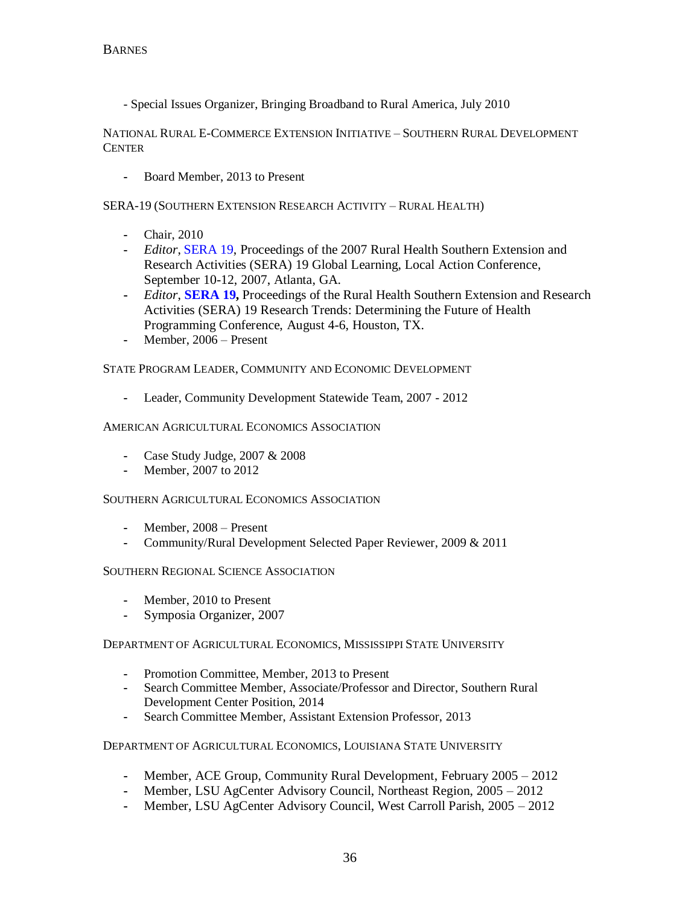- Special Issues Organizer, Bringing Broadband to Rural America, July 2010

NATIONAL RURAL E-COMMERCE EXTENSION INITIATIVE – SOUTHERN RURAL DEVELOPMENT CENTER

- Board Member, 2013 to Present

SERA-19 (SOUTHERN EXTENSION RESEARCH ACTIVITY – RURAL HEALTH)

- Chair, 2010
- *Editor*, SERA 19, Proceedings of the 2007 Rural Health Southern Extension and Research Activities (SERA) 19 Global Learning, Local Action Conference, September 10-12, 2007, Atlanta, GA.
- *Editor*, **SERA 19,** Proceedings of the Rural Health Southern Extension and Research Activities (SERA) 19 Research Trends: Determining the Future of Health Programming Conference, August 4-6, Houston, TX.
- Member, 2006 – Present

STATE PROGRAM LEADER, COMMUNITY AND ECONOMIC DEVELOPMENT

- Leader, Community Development Statewide Team, 2007 - 2012

AMERICAN AGRICULTURAL ECONOMICS ASSOCIATION

- Case Study Judge, 2007 & 2008
- Member, 2007 to 2012

SOUTHERN AGRICULTURAL ECONOMICS ASSOCIATION

- Member, 2008 – Present
- Community/Rural Development Selected Paper Reviewer, 2009 & 2011

SOUTHERN REGIONAL SCIENCE ASSOCIATION

- Member, 2010 to Present
- Symposia Organizer, 2007

DEPARTMENT OF AGRICULTURAL ECONOMICS, MISSISSIPPI STATE UNIVERSITY

- Promotion Committee, Member, 2013 to Present
- Search Committee Member, Associate/Professor and Director, Southern Rural Development Center Position, 2014
- Search Committee Member, Assistant Extension Professor, 2013

DEPARTMENT OF AGRICULTURAL ECONOMICS, LOUISIANA STATE UNIVERSITY

- Member, ACE Group, Community Rural Development, February 2005 – 2012
- Member, LSU AgCenter Advisory Council, Northeast Region, 2005 – 2012
- Member, LSU AgCenter Advisory Council, West Carroll Parish, 2005 – 2012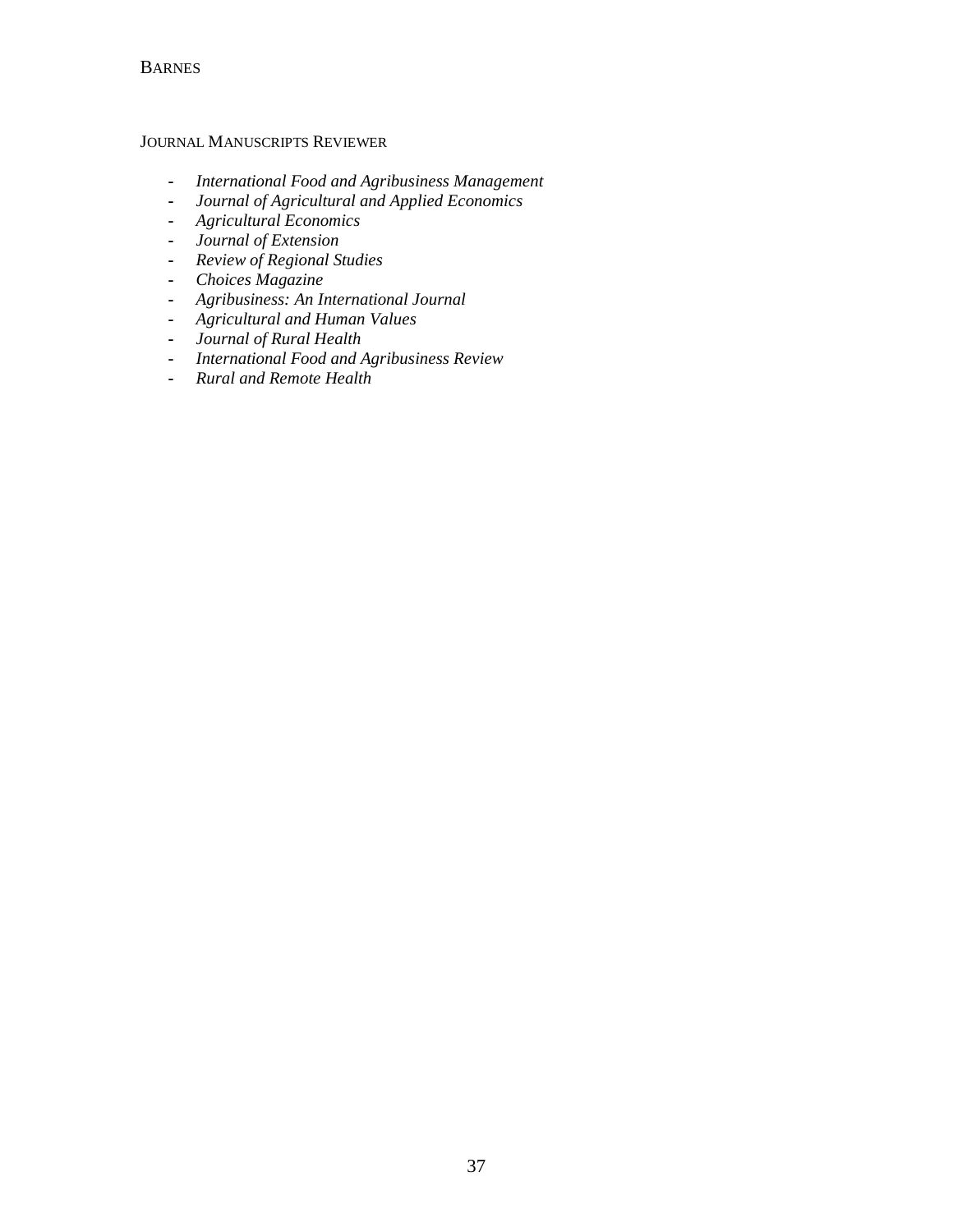JOURNAL MANUSCRIPTS REVIEWER

- *International Food and Agribusiness Management*
- *Journal of Agricultural and Applied Economics*
- *Agricultural Economics*
- *Journal of Extension*
- *Review of Regional Studies*
- *Choices Magazine*
- *Agribusiness: An International Journal*
- *Agricultural and Human Values*
- *Journal of Rural Health*
- *International Food and Agribusiness Review*
- *Rural and Remote Health*